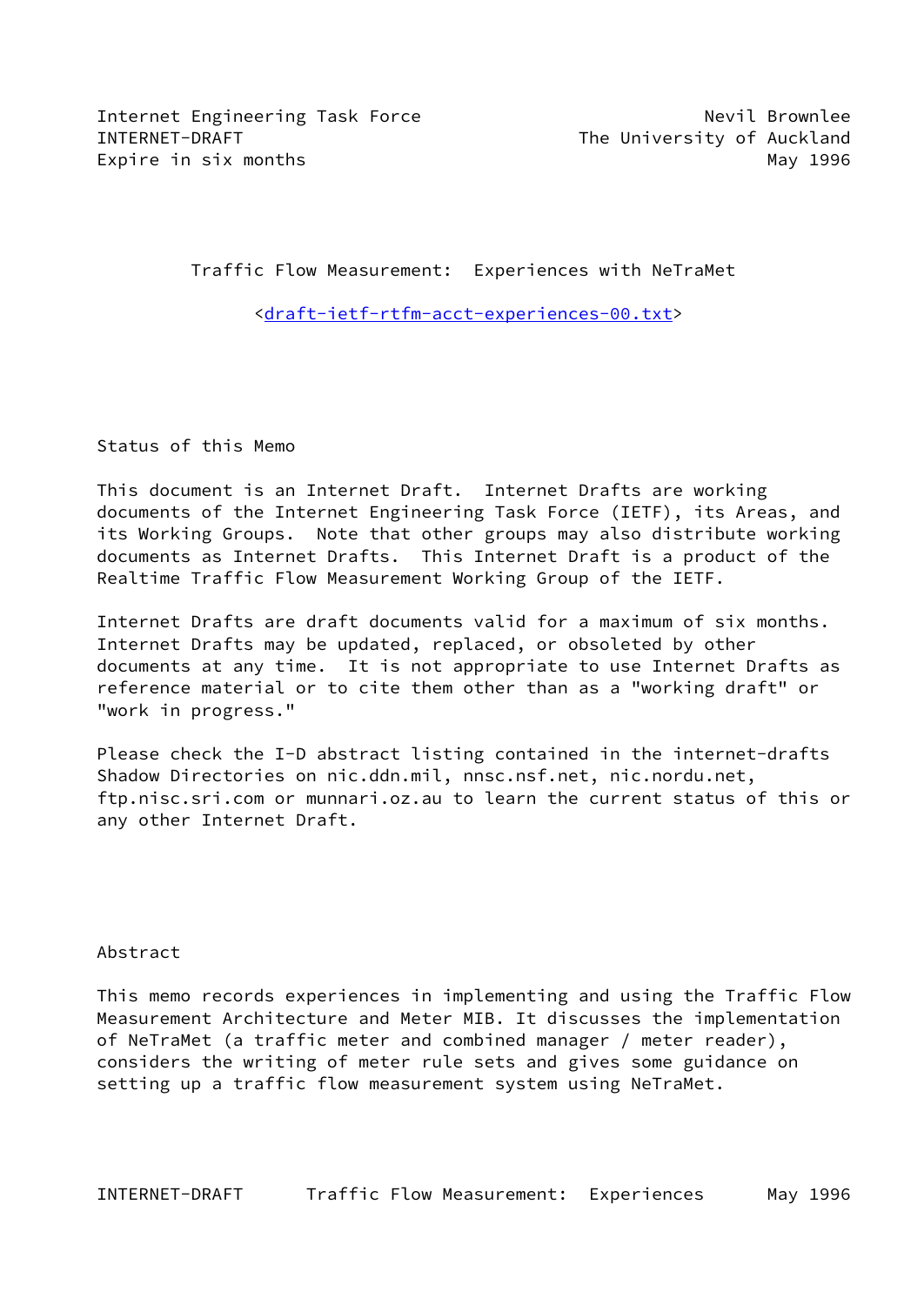Internet Engineering Task Force                           Nevil Brownlee
INTERNET-DRAFT                                The University of Auckland
Expire in six months                                            May 1996

# Traffic Flow Measurement: Experiences with NeTraMet

<draft-ietf-rtfm-acct-experiences-00.txt>

## Status of this Memo

This document is an Internet Draft. Internet Drafts are working documents of the Internet Engineering Task Force (IETF), its Areas, and its Working Groups. Note that other groups may also distribute working documents as Internet Drafts. This Internet Draft is a product of the Realtime Traffic Flow Measurement Working Group of the IETF.

Internet Drafts are draft documents valid for a maximum of six months. Internet Drafts may be updated, replaced, or obsoleted by other documents at any time. It is not appropriate to use Internet Drafts as reference material or to cite them other than as a "working draft" or "work in progress."

Please check the I-D abstract listing contained in the internet-drafts Shadow Directories on nic.ddn.mil, nnsc.nsf.net, nic.nordu.net, ftp.nisc.sri.com or munnari.oz.au to learn the current status of this or any other Internet Draft.

## Abstract

This memo records experiences in implementing and using the Traffic Flow Measurement Architecture and Meter MIB. It discusses the implementation of NeTraMet (a traffic meter and combined manager / meter reader), considers the writing of meter rule sets and gives some guidance on setting up a traffic flow measurement system using NeTraMet.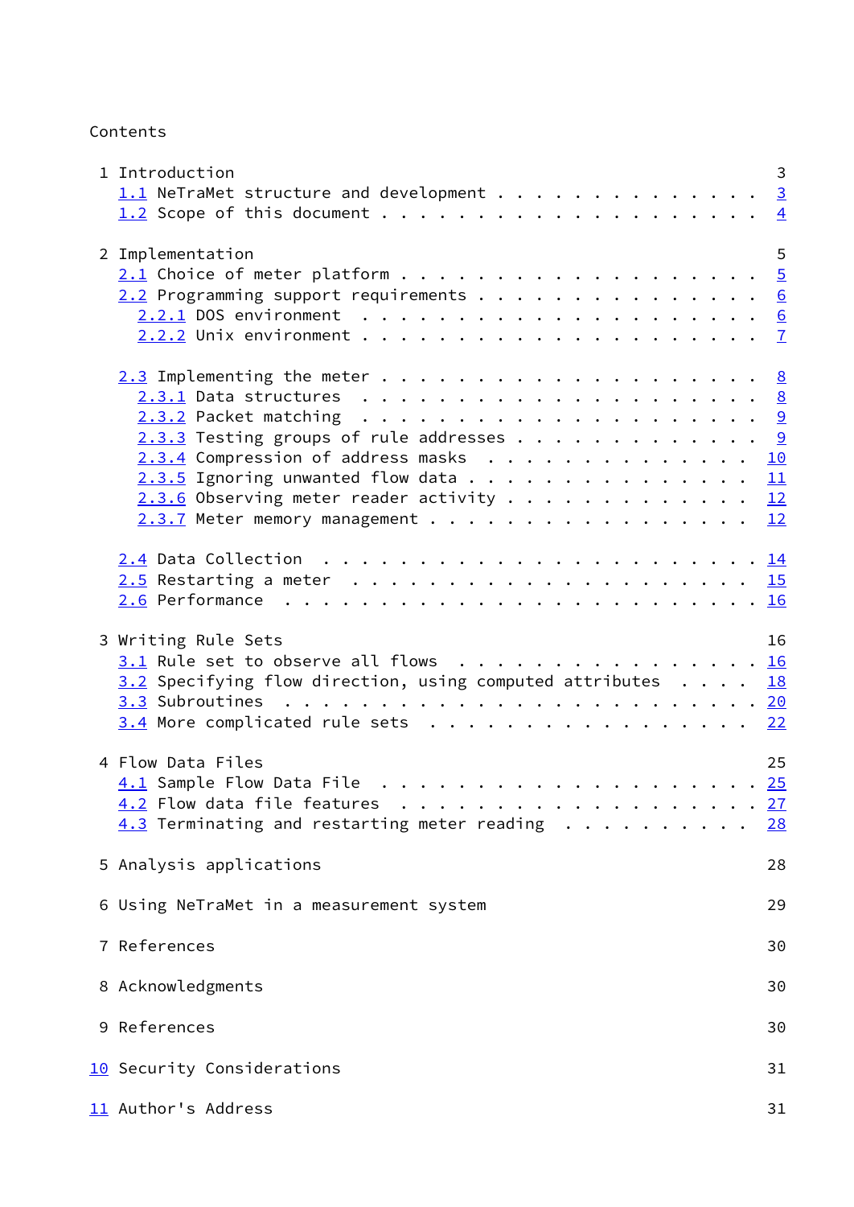Contents

```
 1 Introduction                                                       3
   1.1 NeTraMet structure and development . . . . . . . . . . . . . . 3
   1.2 Scope of this document . . . . . . . . . . . . . . . . . . . . 4

 2 Implementation                                                     5
   2.1 Choice of meter platform . . . . . . . . . . . . . . . . . . . 5
   2.2 Programming support requirements . . . . . . . . . . . . . . . 6
     2.2.1 DOS environment  . . . . . . . . . . . . . . . . . . . . . 6
     2.2.2 Unix environment . . . . . . . . . . . . . . . . . . . . . 7

   2.3 Implementing the meter . . . . . . . . . . . . . . . . . . . . 8
     2.3.1 Data structures  . . . . . . . . . . . . . . . . . . . . . 8
     2.3.2 Packet matching  . . . . . . . . . . . . . . . . . . . . . 9
     2.3.3 Testing groups of rule addresses . . . . . . . . . . . . . 9
     2.3.4 Compression of address masks  . . . . . . . . . . . . . . 10
     2.3.5 Ignoring unwanted flow data . . . . . . . . . . . . . . . 11
     2.3.6 Observing meter reader activity . . . . . . . . . . . . . 12
     2.3.7 Meter memory management . . . . . . . . . . . . . . . . . 12

   2.4 Data Collection  . . . . . . . . . . . . . . . . . . . . . . . 14
   2.5 Restarting a meter  . . . . . . . . . . . . . . . . . . . . . 15
   2.6 Performance  . . . . . . . . . . . . . . . . . . . . . . . . . 16

 3 Writing Rule Sets                                                 16
   3.1 Rule set to observe all flows  . . . . . . . . . . . . . . . . 16
   3.2 Specifying flow direction, using computed attributes  . . . . 18
   3.3 Subroutines  . . . . . . . . . . . . . . . . . . . . . . . . . 20
   3.4 More complicated rule sets  . . . . . . . . . . . . . . . . . 22

 4 Flow Data Files                                                   25
   4.1 Sample Flow Data File  . . . . . . . . . . . . . . . . . . . . 25
   4.2 Flow data file features  . . . . . . . . . . . . . . . . . . . 27
   4.3 Terminating and restarting meter reading  . . . . . . . . . . 28

 5 Analysis applications                                             28

 6 Using NeTraMet in a measurement system                            29

 7 References                                                        30

 8 Acknowledgments                                                   30

 9 References                                                        30

10 Security Considerations                                           31

11 Author's Address                                                  31
```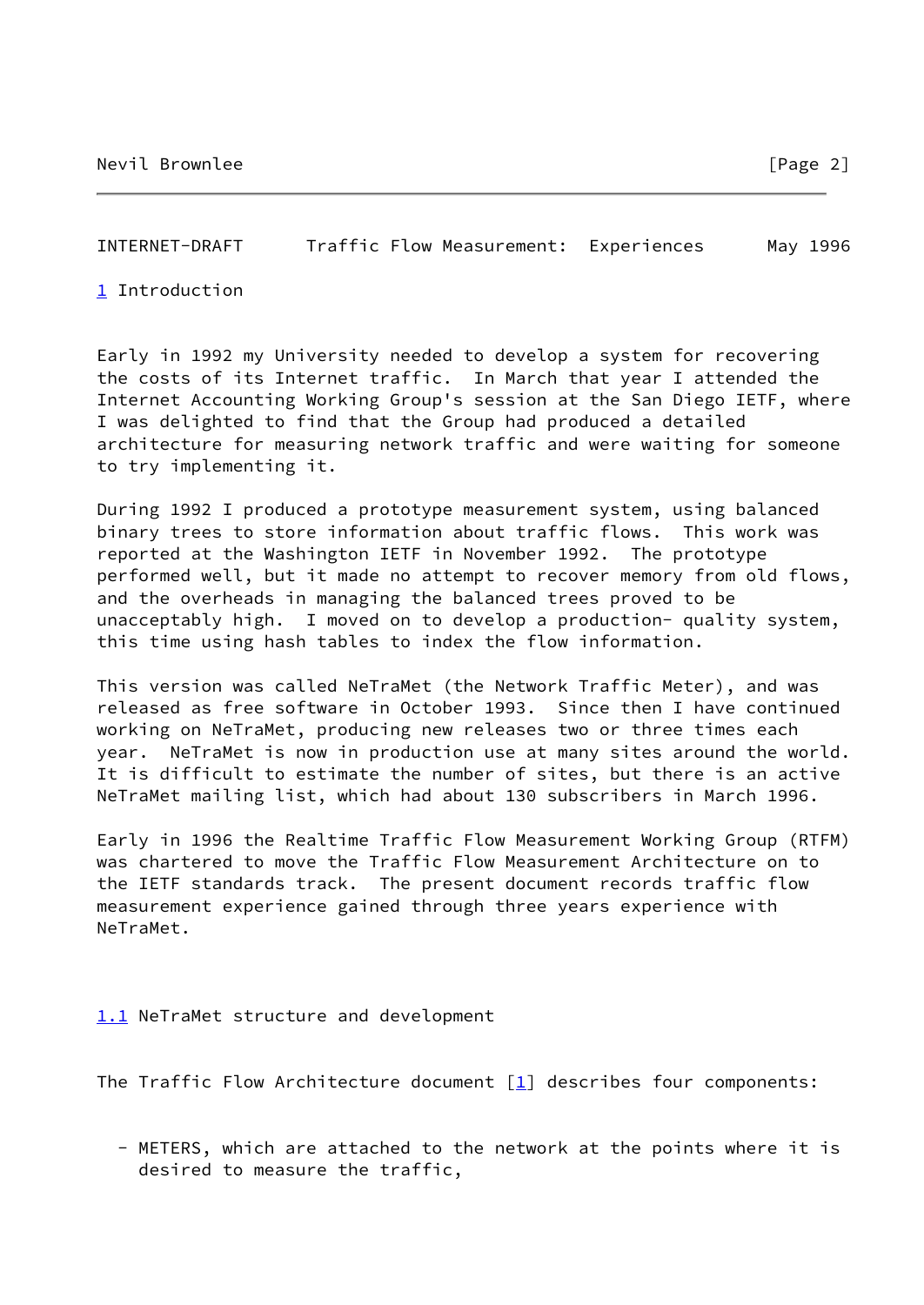# 1 Introduction

Early in 1992 my University needed to develop a system for recovering the costs of its Internet traffic. In March that year I attended the Internet Accounting Working Group's session at the San Diego IETF, where I was delighted to find that the Group had produced a detailed architecture for measuring network traffic and were waiting for someone to try implementing it.

During 1992 I produced a prototype measurement system, using balanced binary trees to store information about traffic flows. This work was reported at the Washington IETF in November 1992. The prototype performed well, but it made no attempt to recover memory from old flows, and the overheads in managing the balanced trees proved to be unacceptably high. I moved on to develop a production- quality system, this time using hash tables to index the flow information.

This version was called NeTraMet (the Network Traffic Meter), and was released as free software in October 1993. Since then I have continued working on NeTraMet, producing new releases two or three times each year. NeTraMet is now in production use at many sites around the world. It is difficult to estimate the number of sites, but there is an active NeTraMet mailing list, which had about 130 subscribers in March 1996.

Early in 1996 the Realtime Traffic Flow Measurement Working Group (RTFM) was chartered to move the Traffic Flow Measurement Architecture on to the IETF standards track. The present document records traffic flow measurement experience gained through three years experience with NeTraMet.

## 1.1 NeTraMet structure and development

The Traffic Flow Architecture document [1] describes four components:

- METERS, which are attached to the network at the points where it is desired to measure the traffic,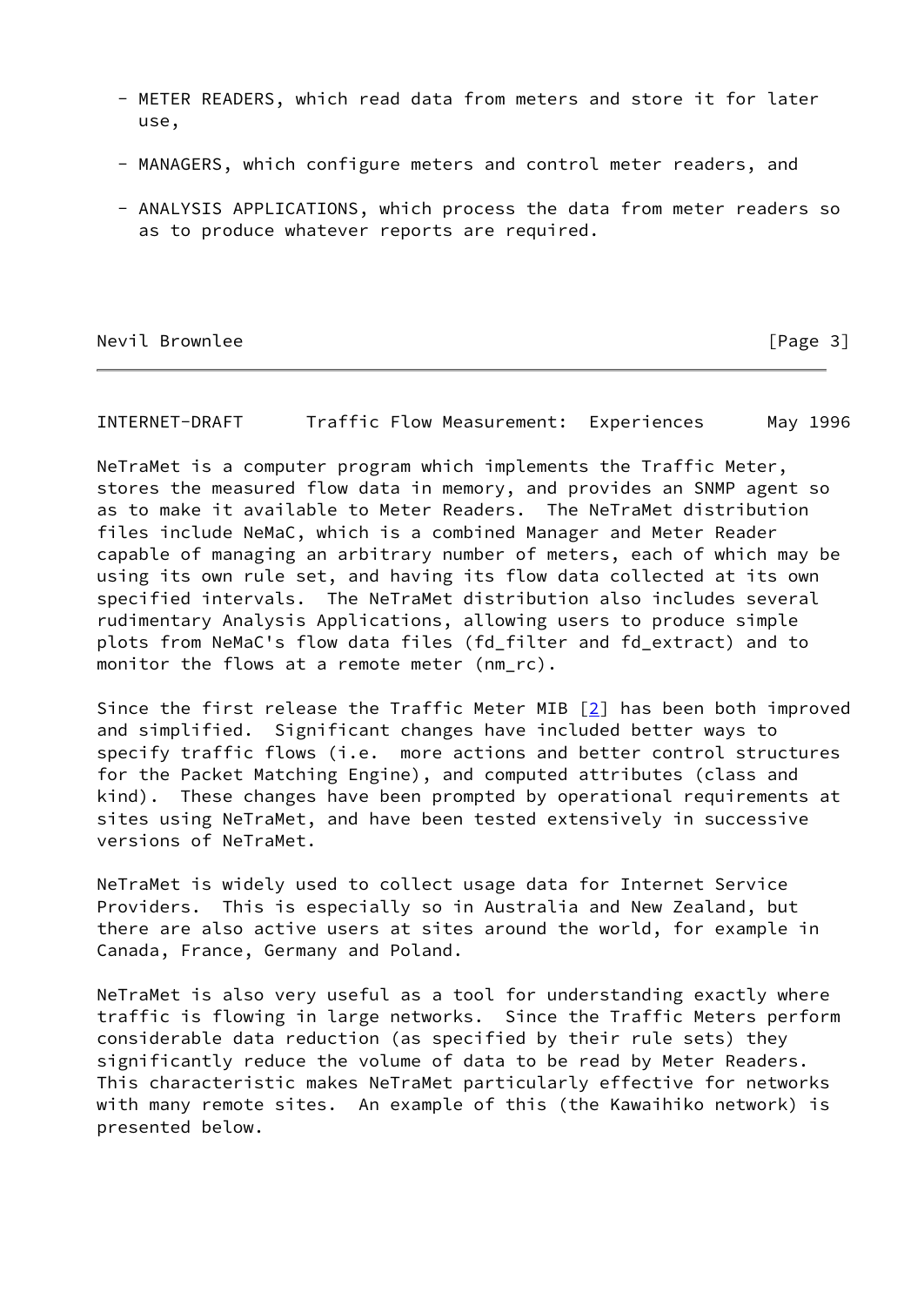- METER READERS, which read data from meters and store it for later use,

- MANAGERS, which configure meters and control meter readers, and

- ANALYSIS APPLICATIONS, which process the data from meter readers so as to produce whatever reports are required.

NeTraMet is a computer program which implements the Traffic Meter, stores the measured flow data in memory, and provides an SNMP agent so as to make it available to Meter Readers. The NeTraMet distribution files include NeMaC, which is a combined Manager and Meter Reader capable of managing an arbitrary number of meters, each of which may be using its own rule set, and having its flow data collected at its own specified intervals. The NeTraMet distribution also includes several rudimentary Analysis Applications, allowing users to produce simple plots from NeMaC's flow data files (fd_filter and fd_extract) and to monitor the flows at a remote meter (nm_rc).

Since the first release the Traffic Meter MIB [2] has been both improved and simplified. Significant changes have included better ways to specify traffic flows (i.e. more actions and better control structures for the Packet Matching Engine), and computed attributes (class and kind). These changes have been prompted by operational requirements at sites using NeTraMet, and have been tested extensively in successive versions of NeTraMet.

NeTraMet is widely used to collect usage data for Internet Service Providers. This is especially so in Australia and New Zealand, but there are also active users at sites around the world, for example in Canada, France, Germany and Poland.

NeTraMet is also very useful as a tool for understanding exactly where traffic is flowing in large networks. Since the Traffic Meters perform considerable data reduction (as specified by their rule sets) they significantly reduce the volume of data to be read by Meter Readers. This characteristic makes NeTraMet particularly effective for networks with many remote sites. An example of this (the Kawaihiko network) is presented below.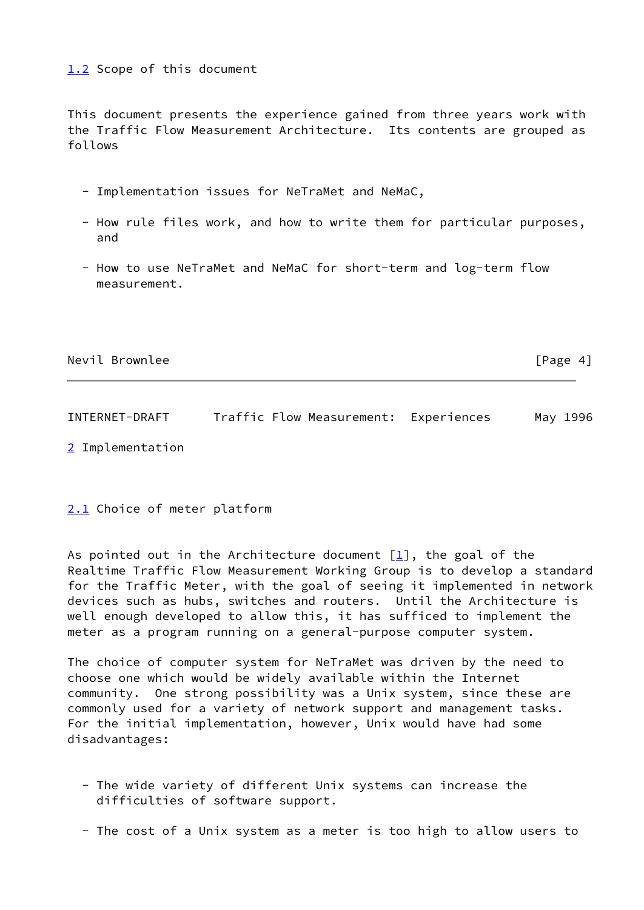## 1.2 Scope of this document

This document presents the experience gained from three years work with the Traffic Flow Measurement Architecture. Its contents are grouped as follows

- Implementation issues for NeTraMet and NeMaC,
- How rule files work, and how to write them for particular purposes, and
- How to use NeTraMet and NeMaC for short-term and log-term flow measurement.

# 2 Implementation

## 2.1 Choice of meter platform

As pointed out in the Architecture document [1], the goal of the Realtime Traffic Flow Measurement Working Group is to develop a standard for the Traffic Meter, with the goal of seeing it implemented in network devices such as hubs, switches and routers. Until the Architecture is well enough developed to allow this, it has sufficed to implement the meter as a program running on a general-purpose computer system.

The choice of computer system for NeTraMet was driven by the need to choose one which would be widely available within the Internet community. One strong possibility was a Unix system, since these are commonly used for a variety of network support and management tasks. For the initial implementation, however, Unix would have had some disadvantages:

- The wide variety of different Unix systems can increase the difficulties of software support.
- The cost of a Unix system as a meter is too high to allow users to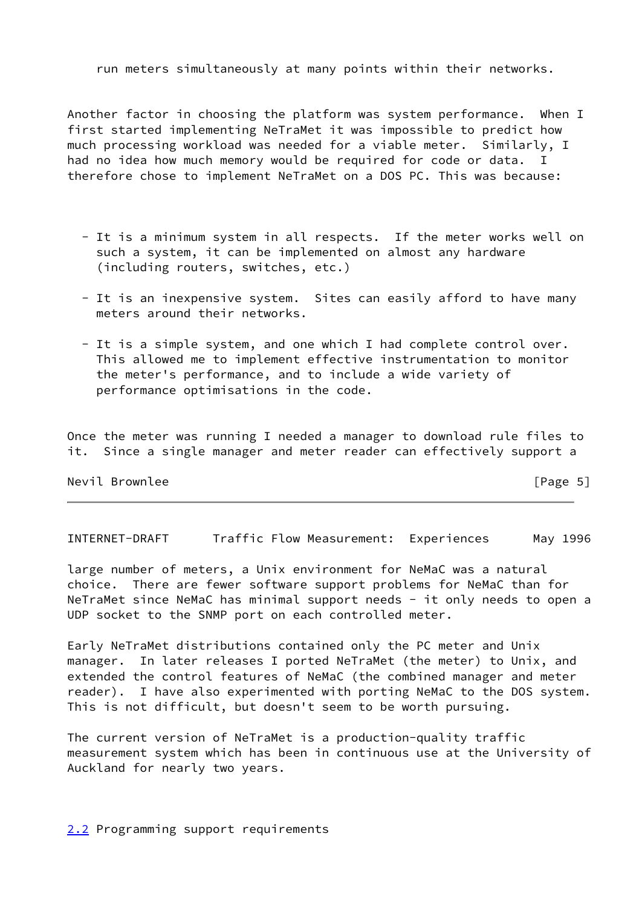run meters simultaneously at many points within their networks.

Another factor in choosing the platform was system performance. When I first started implementing NeTraMet it was impossible to predict how much processing workload was needed for a viable meter. Similarly, I had no idea how much memory would be required for code or data. I therefore chose to implement NeTraMet on a DOS PC. This was because:

- It is a minimum system in all respects. If the meter works well on such a system, it can be implemented on almost any hardware (including routers, switches, etc.)
- It is an inexpensive system. Sites can easily afford to have many meters around their networks.
- It is a simple system, and one which I had complete control over. This allowed me to implement effective instrumentation to monitor the meter's performance, and to include a wide variety of performance optimisations in the code.

Once the meter was running I needed a manager to download rule files to it. Since a single manager and meter reader can effectively support a large number of meters, a Unix environment for NeMaC was a natural choice. There are fewer software support problems for NeMaC than for NeTraMet since NeMaC has minimal support needs - it only needs to open a UDP socket to the SNMP port on each controlled meter.

Early NeTraMet distributions contained only the PC meter and Unix manager. In later releases I ported NeTraMet (the meter) to Unix, and extended the control features of NeMaC (the combined manager and meter reader). I have also experimented with porting NeMaC to the DOS system. This is not difficult, but doesn't seem to be worth pursuing.

The current version of NeTraMet is a production-quality traffic measurement system which has been in continuous use at the University of Auckland for nearly two years.

## 2.2 Programming support requirements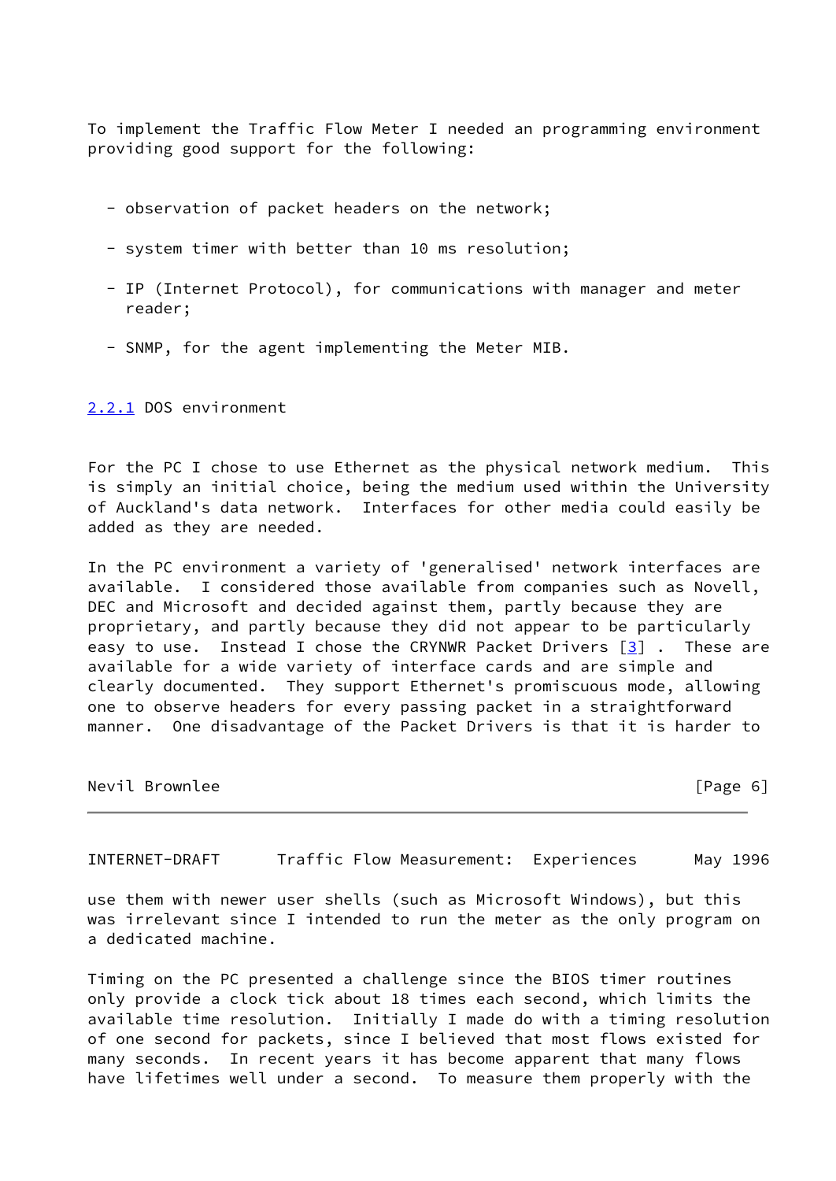To implement the Traffic Flow Meter I needed an programming environment providing good support for the following:

- observation of packet headers on the network;
- system timer with better than 10 ms resolution;
- IP (Internet Protocol), for communications with manager and meter reader;
- SNMP, for the agent implementing the Meter MIB.

### 2.2.1 DOS environment

For the PC I chose to use Ethernet as the physical network medium. This is simply an initial choice, being the medium used within the University of Auckland's data network. Interfaces for other media could easily be added as they are needed.

In the PC environment a variety of 'generalised' network interfaces are available. I considered those available from companies such as Novell, DEC and Microsoft and decided against them, partly because they are proprietary, and partly because they did not appear to be particularly easy to use. Instead I chose the CRYNWR Packet Drivers [3] . These are available for a wide variety of interface cards and are simple and clearly documented. They support Ethernet's promiscuous mode, allowing one to observe headers for every passing packet in a straightforward manner. One disadvantage of the Packet Drivers is that it is harder to use them with newer user shells (such as Microsoft Windows), but this was irrelevant since I intended to run the meter as the only program on a dedicated machine.

Timing on the PC presented a challenge since the BIOS timer routines only provide a clock tick about 18 times each second, which limits the available time resolution. Initially I made do with a timing resolution of one second for packets, since I believed that most flows existed for many seconds. In recent years it has become apparent that many flows have lifetimes well under a second. To measure them properly with the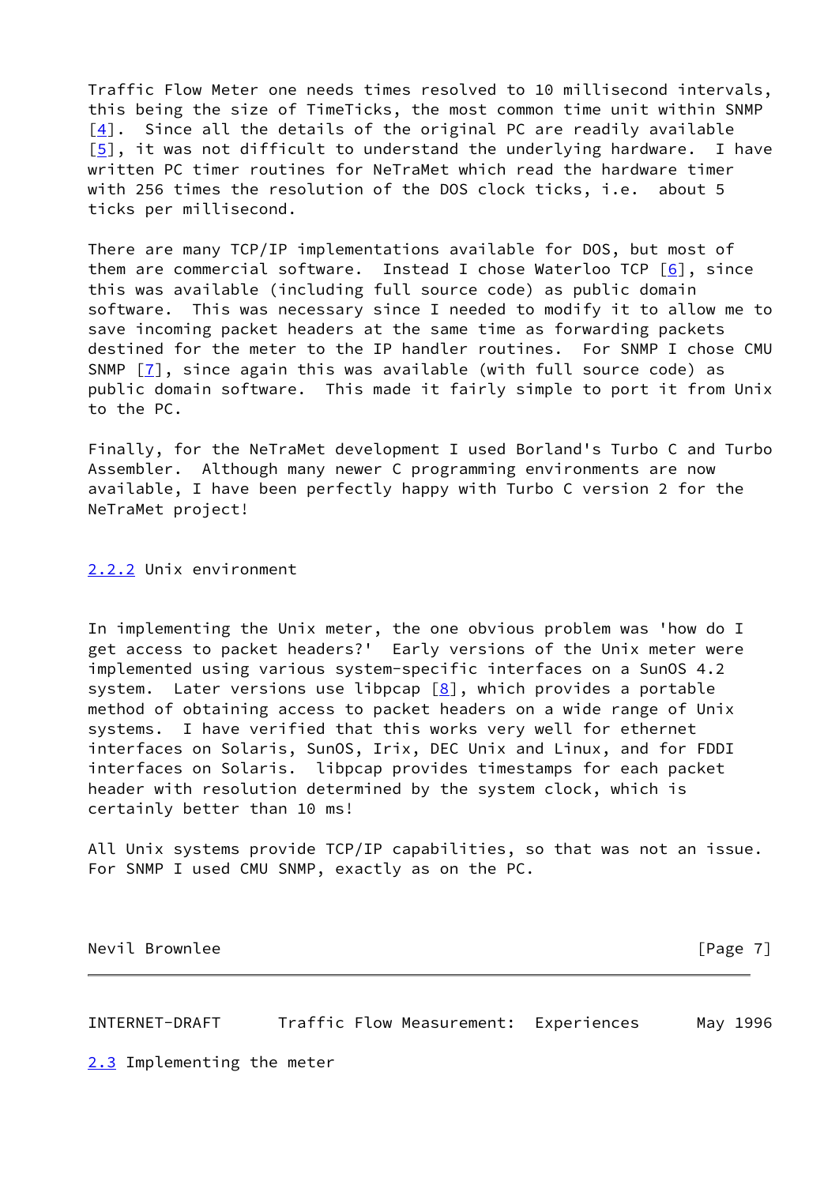Traffic Flow Meter one needs times resolved to 10 millisecond intervals, this being the size of TimeTicks, the most common time unit within SNMP [4]. Since all the details of the original PC are readily available [5], it was not difficult to understand the underlying hardware. I have written PC timer routines for NeTraMet which read the hardware timer with 256 times the resolution of the DOS clock ticks, i.e. about 5 ticks per millisecond.

There are many TCP/IP implementations available for DOS, but most of them are commercial software. Instead I chose Waterloo TCP [6], since this was available (including full source code) as public domain software. This was necessary since I needed to modify it to allow me to save incoming packet headers at the same time as forwarding packets destined for the meter to the IP handler routines. For SNMP I chose CMU SNMP [7], since again this was available (with full source code) as public domain software. This made it fairly simple to port it from Unix to the PC.

Finally, for the NeTraMet development I used Borland's Turbo C and Turbo Assembler. Although many newer C programming environments are now available, I have been perfectly happy with Turbo C version 2 for the NeTraMet project!

### 2.2.2 Unix environment

In implementing the Unix meter, the one obvious problem was 'how do I get access to packet headers?' Early versions of the Unix meter were implemented using various system-specific interfaces on a SunOS 4.2 system. Later versions use libpcap [8], which provides a portable method of obtaining access to packet headers on a wide range of Unix systems. I have verified that this works very well for ethernet interfaces on Solaris, SunOS, Irix, DEC Unix and Linux, and for FDDI interfaces on Solaris. libpcap provides timestamps for each packet header with resolution determined by the system clock, which is certainly better than 10 ms!

All Unix systems provide TCP/IP capabilities, so that was not an issue. For SNMP I used CMU SNMP, exactly as on the PC.

## 2.3 Implementing the meter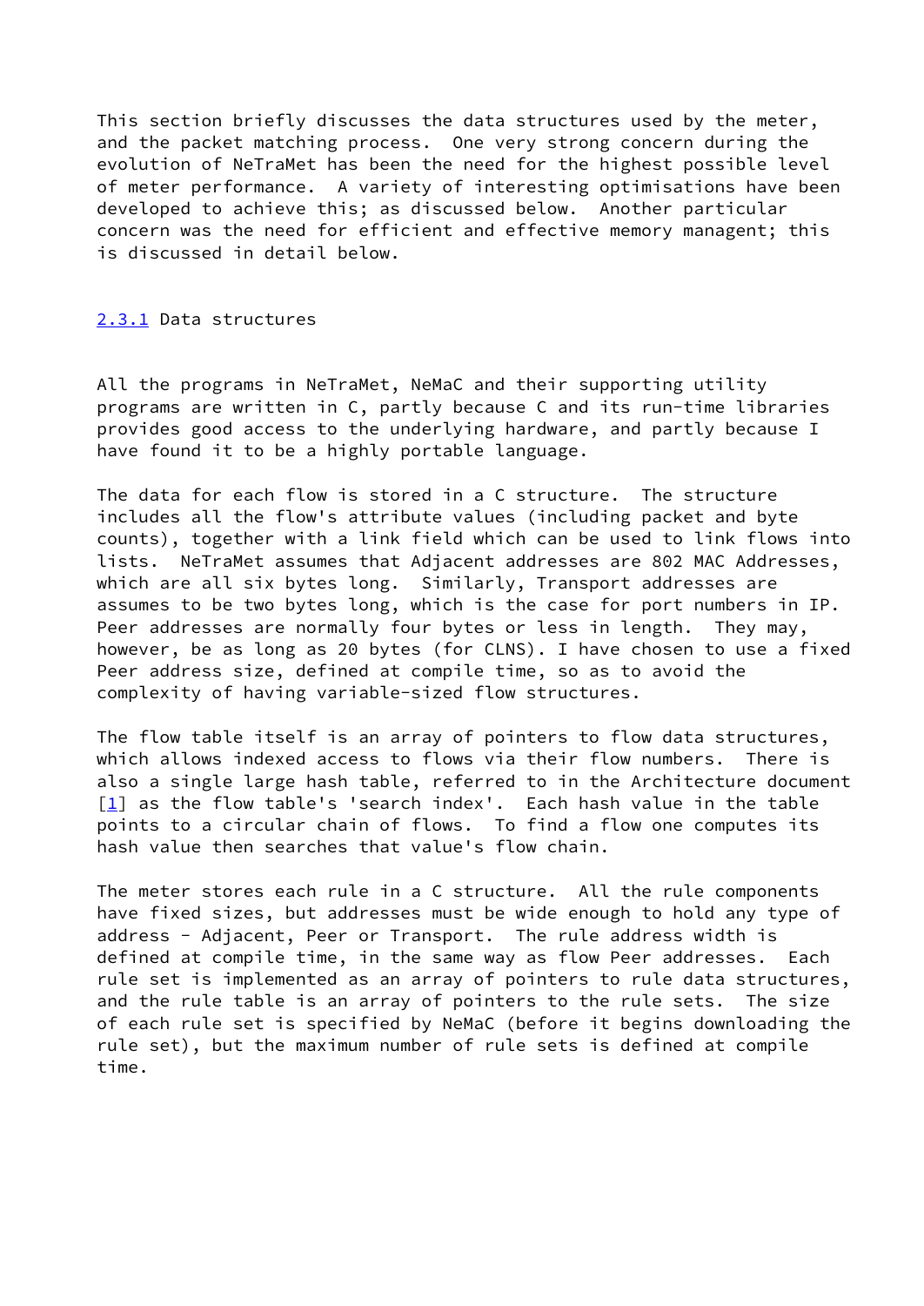This section briefly discusses the data structures used by the meter, and the packet matching process. One very strong concern during the evolution of NeTraMet has been the need for the highest possible level of meter performance. A variety of interesting optimisations have been developed to achieve this; as discussed below. Another particular concern was the need for efficient and effective memory managent; this is discussed in detail below.

### 2.3.1 Data structures

All the programs in NeTraMet, NeMaC and their supporting utility programs are written in C, partly because C and its run-time libraries provides good access to the underlying hardware, and partly because I have found it to be a highly portable language.

The data for each flow is stored in a C structure. The structure includes all the flow's attribute values (including packet and byte counts), together with a link field which can be used to link flows into lists. NeTraMet assumes that Adjacent addresses are 802 MAC Addresses, which are all six bytes long. Similarly, Transport addresses are assumes to be two bytes long, which is the case for port numbers in IP. Peer addresses are normally four bytes or less in length. They may, however, be as long as 20 bytes (for CLNS). I have chosen to use a fixed Peer address size, defined at compile time, so as to avoid the complexity of having variable-sized flow structures.

The flow table itself is an array of pointers to flow data structures, which allows indexed access to flows via their flow numbers. There is also a single large hash table, referred to in the Architecture document [1] as the flow table's 'search index'. Each hash value in the table points to a circular chain of flows. To find a flow one computes its hash value then searches that value's flow chain.

The meter stores each rule in a C structure. All the rule components have fixed sizes, but addresses must be wide enough to hold any type of address - Adjacent, Peer or Transport. The rule address width is defined at compile time, in the same way as flow Peer addresses. Each rule set is implemented as an array of pointers to rule data structures, and the rule table is an array of pointers to the rule sets. The size of each rule set is specified by NeMaC (before it begins downloading the rule set), but the maximum number of rule sets is defined at compile time.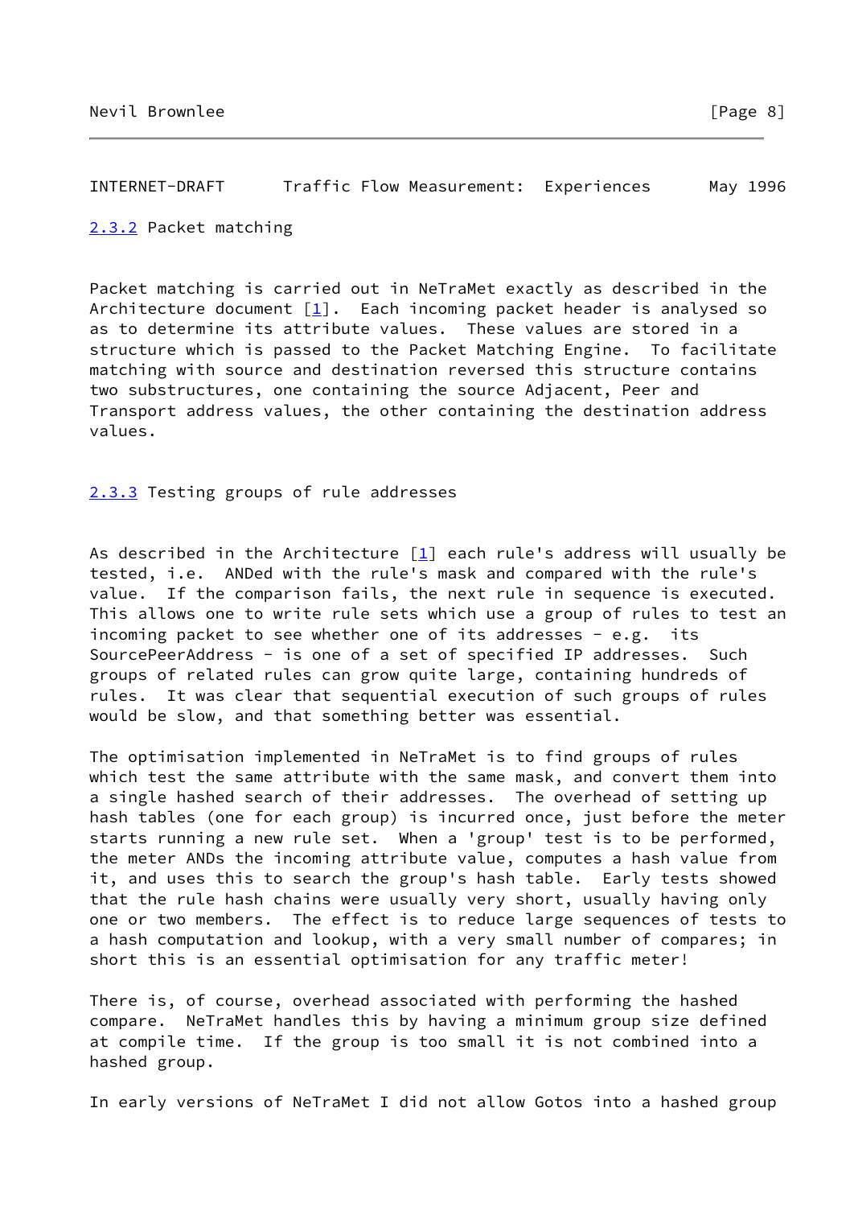### 2.3.2 Packet matching

Packet matching is carried out in NeTraMet exactly as described in the Architecture document [1]. Each incoming packet header is analysed so as to determine its attribute values. These values are stored in a structure which is passed to the Packet Matching Engine. To facilitate matching with source and destination reversed this structure contains two substructures, one containing the source Adjacent, Peer and Transport address values, the other containing the destination address values.

### 2.3.3 Testing groups of rule addresses

As described in the Architecture [1] each rule's address will usually be tested, i.e. ANDed with the rule's mask and compared with the rule's value. If the comparison fails, the next rule in sequence is executed. This allows one to write rule sets which use a group of rules to test an incoming packet to see whether one of its addresses - e.g. its SourcePeerAddress - is one of a set of specified IP addresses. Such groups of related rules can grow quite large, containing hundreds of rules. It was clear that sequential execution of such groups of rules would be slow, and that something better was essential.

The optimisation implemented in NeTraMet is to find groups of rules which test the same attribute with the same mask, and convert them into a single hashed search of their addresses. The overhead of setting up hash tables (one for each group) is incurred once, just before the meter starts running a new rule set. When a 'group' test is to be performed, the meter ANDs the incoming attribute value, computes a hash value from it, and uses this to search the group's hash table. Early tests showed that the rule hash chains were usually very short, usually having only one or two members. The effect is to reduce large sequences of tests to a hash computation and lookup, with a very small number of compares; in short this is an essential optimisation for any traffic meter!

There is, of course, overhead associated with performing the hashed compare. NeTraMet handles this by having a minimum group size defined at compile time. If the group is too small it is not combined into a hashed group.

In early versions of NeTraMet I did not allow Gotos into a hashed group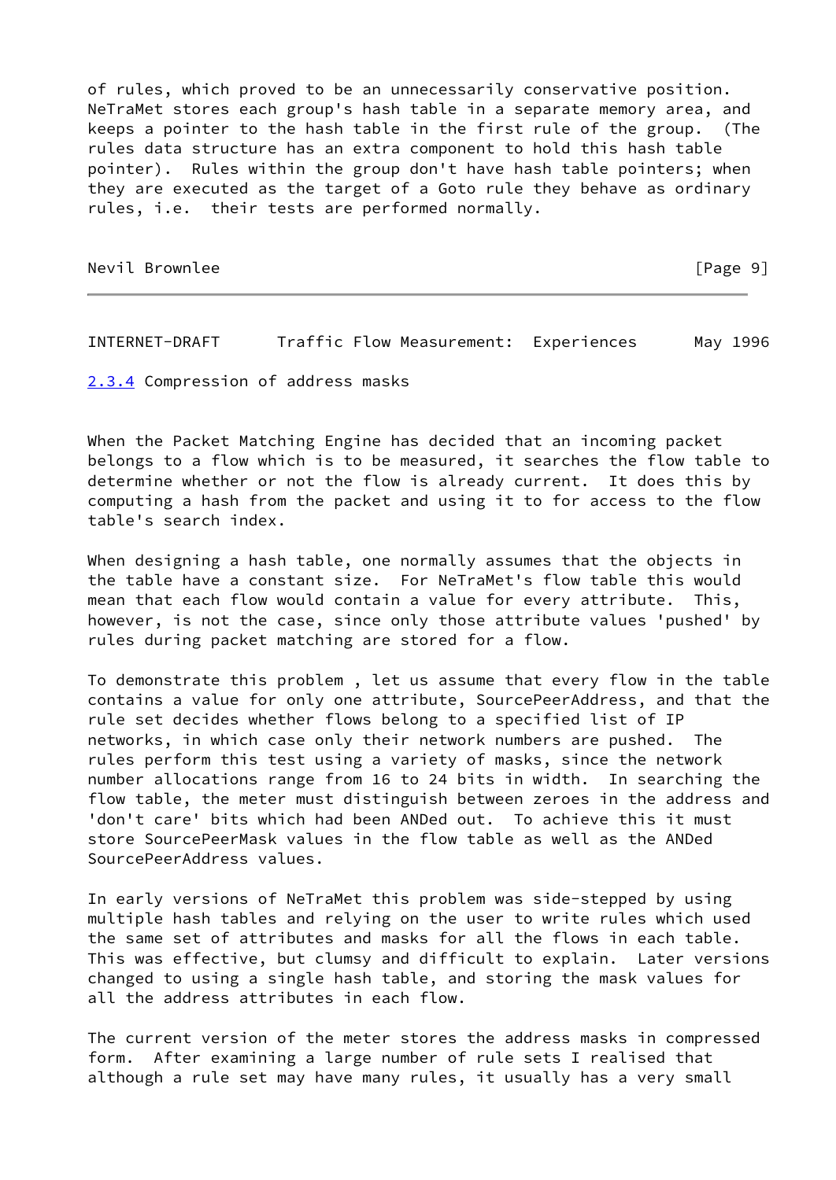of rules, which proved to be an unnecessarily conservative position. NeTraMet stores each group's hash table in a separate memory area, and keeps a pointer to the hash table in the first rule of the group. (The rules data structure has an extra component to hold this hash table pointer). Rules within the group don't have hash table pointers; when they are executed as the target of a Goto rule they behave as ordinary rules, i.e. their tests are performed normally.

### 2.3.4 Compression of address masks

When the Packet Matching Engine has decided that an incoming packet belongs to a flow which is to be measured, it searches the flow table to determine whether or not the flow is already current. It does this by computing a hash from the packet and using it to for access to the flow table's search index.

When designing a hash table, one normally assumes that the objects in the table have a constant size. For NeTraMet's flow table this would mean that each flow would contain a value for every attribute. This, however, is not the case, since only those attribute values 'pushed' by rules during packet matching are stored for a flow.

To demonstrate this problem , let us assume that every flow in the table contains a value for only one attribute, SourcePeerAddress, and that the rule set decides whether flows belong to a specified list of IP networks, in which case only their network numbers are pushed. The rules perform this test using a variety of masks, since the network number allocations range from 16 to 24 bits in width. In searching the flow table, the meter must distinguish between zeroes in the address and 'don't care' bits which had been ANDed out. To achieve this it must store SourcePeerMask values in the flow table as well as the ANDed SourcePeerAddress values.

In early versions of NeTraMet this problem was side-stepped by using multiple hash tables and relying on the user to write rules which used the same set of attributes and masks for all the flows in each table. This was effective, but clumsy and difficult to explain. Later versions changed to using a single hash table, and storing the mask values for all the address attributes in each flow.

The current version of the meter stores the address masks in compressed form. After examining a large number of rule sets I realised that although a rule set may have many rules, it usually has a very small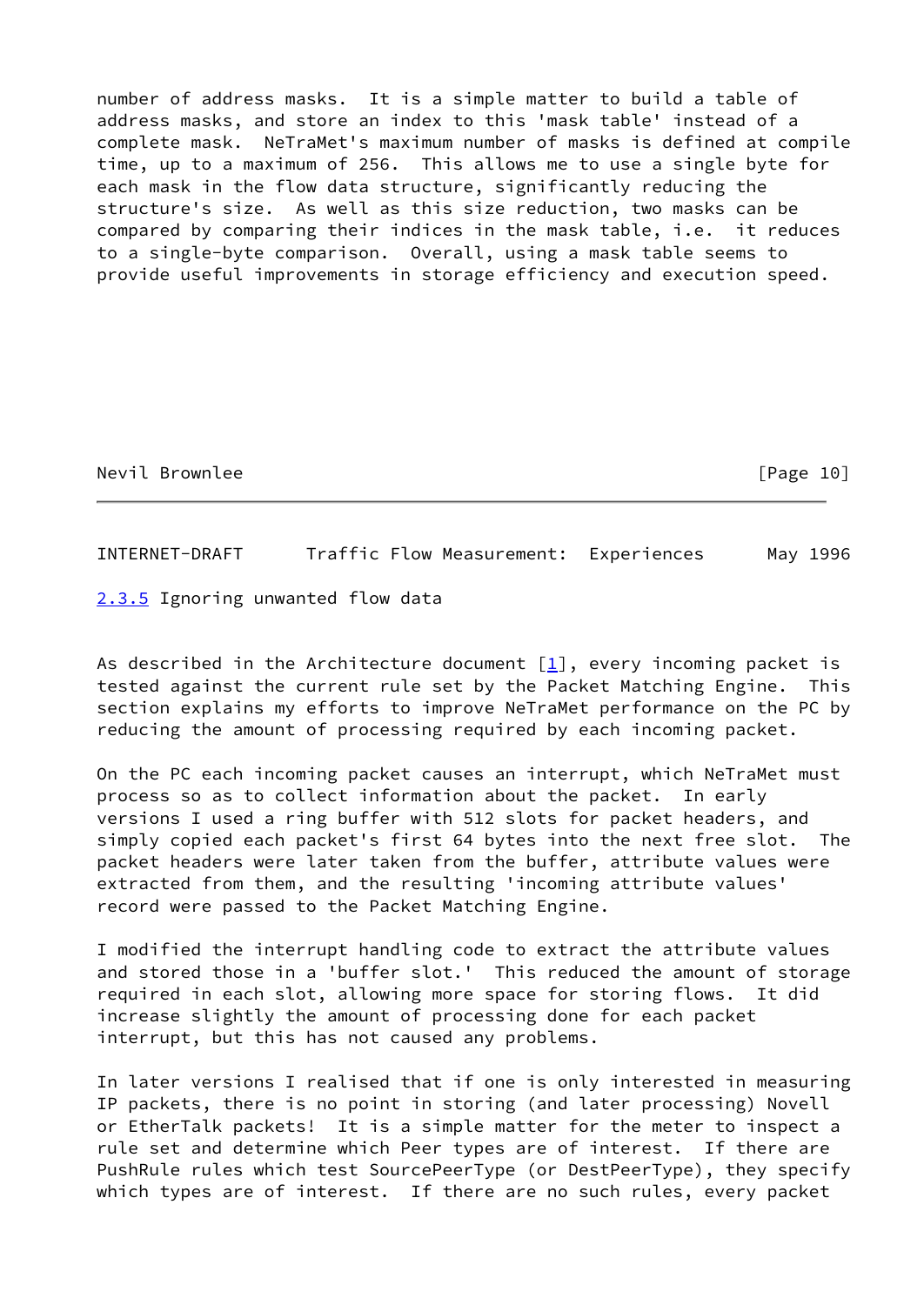number of address masks.  It is a simple matter to build a table of address masks, and store an index to this 'mask table' instead of a complete mask.  NeTraMet's maximum number of masks is defined at compile time, up to a maximum of 256.  This allows me to use a single byte for each mask in the flow data structure, significantly reducing the structure's size.  As well as this size reduction, two masks can be compared by comparing their indices in the mask table, i.e.  it reduces to a single-byte comparison.  Overall, using a mask table seems to provide useful improvements in storage efficiency and execution speed.

#### 2.3.5 Ignoring unwanted flow data

As described in the Architecture document [1], every incoming packet is tested against the current rule set by the Packet Matching Engine.  This section explains my efforts to improve NeTraMet performance on the PC by reducing the amount of processing required by each incoming packet.

On the PC each incoming packet causes an interrupt, which NeTraMet must process so as to collect information about the packet.  In early versions I used a ring buffer with 512 slots for packet headers, and simply copied each packet's first 64 bytes into the next free slot.  The packet headers were later taken from the buffer, attribute values were extracted from them, and the resulting 'incoming attribute values' record were passed to the Packet Matching Engine.

I modified the interrupt handling code to extract the attribute values and stored those in a 'buffer slot.'  This reduced the amount of storage required in each slot, allowing more space for storing flows.  It did increase slightly the amount of processing done for each packet interrupt, but this has not caused any problems.

In later versions I realised that if one is only interested in measuring IP packets, there is no point in storing (and later processing) Novell or EtherTalk packets!  It is a simple matter for the meter to inspect a rule set and determine which Peer types are of interest.  If there are PushRule rules which test SourcePeerType (or DestPeerType), they specify which types are of interest.  If there are no such rules, every packet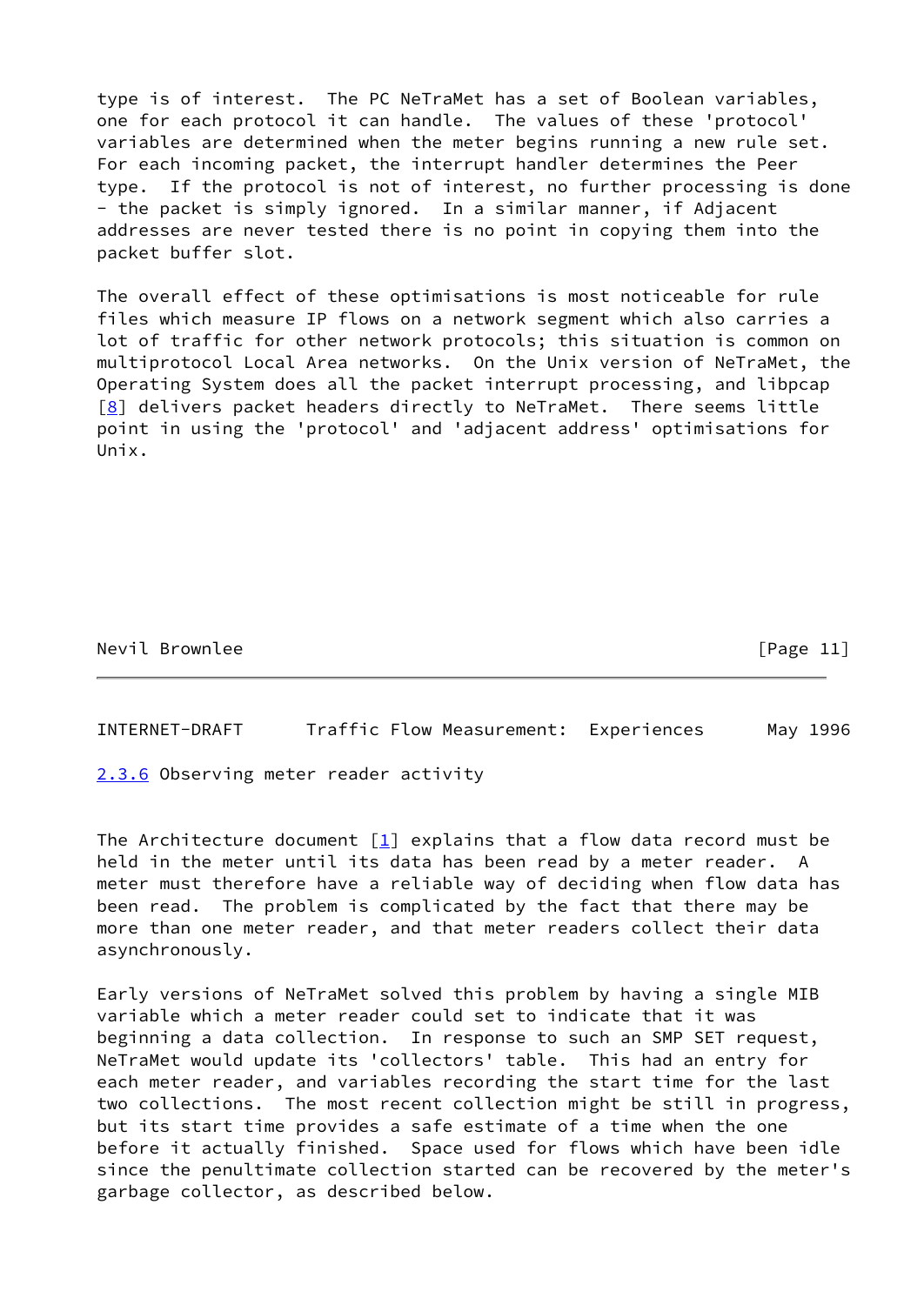type is of interest. The PC NeTraMet has a set of Boolean variables, one for each protocol it can handle. The values of these 'protocol' variables are determined when the meter begins running a new rule set. For each incoming packet, the interrupt handler determines the Peer type. If the protocol is not of interest, no further processing is done - the packet is simply ignored. In a similar manner, if Adjacent addresses are never tested there is no point in copying them into the packet buffer slot.

The overall effect of these optimisations is most noticeable for rule files which measure IP flows on a network segment which also carries a lot of traffic for other network protocols; this situation is common on multiprotocol Local Area networks. On the Unix version of NeTraMet, the Operating System does all the packet interrupt processing, and libpcap [8] delivers packet headers directly to NeTraMet. There seems little point in using the 'protocol' and 'adjacent address' optimisations for Unix.

### 2.3.6 Observing meter reader activity

The Architecture document [1] explains that a flow data record must be held in the meter until its data has been read by a meter reader. A meter must therefore have a reliable way of deciding when flow data has been read. The problem is complicated by the fact that there may be more than one meter reader, and that meter readers collect their data asynchronously.

Early versions of NeTraMet solved this problem by having a single MIB variable which a meter reader could set to indicate that it was beginning a data collection. In response to such an SMP SET request, NeTraMet would update its 'collectors' table. This had an entry for each meter reader, and variables recording the start time for the last two collections. The most recent collection might be still in progress, but its start time provides a safe estimate of a time when the one before it actually finished. Space used for flows which have been idle since the penultimate collection started can be recovered by the meter's garbage collector, as described below.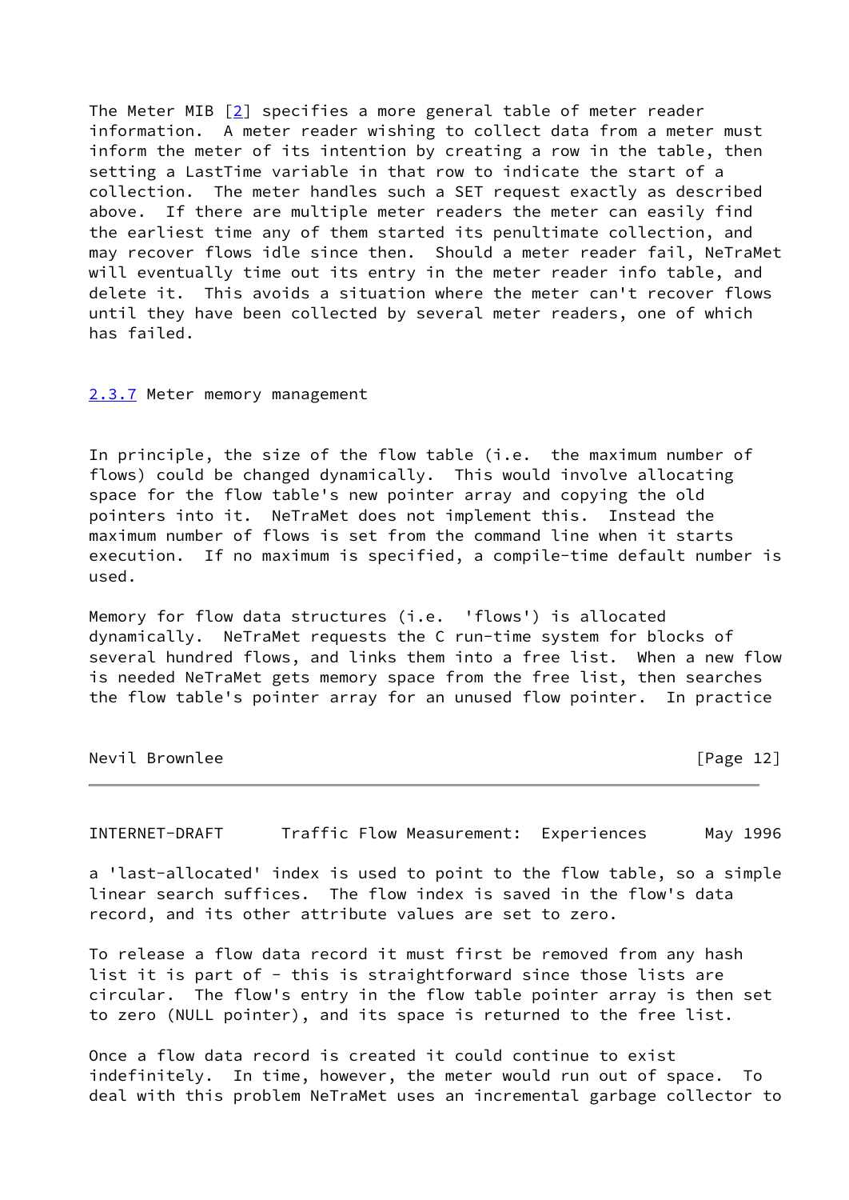The Meter MIB [2] specifies a more general table of meter reader information. A meter reader wishing to collect data from a meter must inform the meter of its intention by creating a row in the table, then setting a LastTime variable in that row to indicate the start of a collection. The meter handles such a SET request exactly as described above. If there are multiple meter readers the meter can easily find the earliest time any of them started its penultimate collection, and may recover flows idle since then. Should a meter reader fail, NeTraMet will eventually time out its entry in the meter reader info table, and delete it. This avoids a situation where the meter can't recover flows until they have been collected by several meter readers, one of which has failed.

### 2.3.7 Meter memory management

In principle, the size of the flow table (i.e. the maximum number of flows) could be changed dynamically. This would involve allocating space for the flow table's new pointer array and copying the old pointers into it. NeTraMet does not implement this. Instead the maximum number of flows is set from the command line when it starts execution. If no maximum is specified, a compile-time default number is used.

Memory for flow data structures (i.e. 'flows') is allocated dynamically. NeTraMet requests the C run-time system for blocks of several hundred flows, and links them into a free list. When a new flow is needed NeTraMet gets memory space from the free list, then searches the flow table's pointer array for an unused flow pointer. In practice a 'last-allocated' index is used to point to the flow table, so a simple linear search suffices. The flow index is saved in the flow's data record, and its other attribute values are set to zero.

To release a flow data record it must first be removed from any hash list it is part of - this is straightforward since those lists are circular. The flow's entry in the flow table pointer array is then set to zero (NULL pointer), and its space is returned to the free list.

Once a flow data record is created it could continue to exist indefinitely. In time, however, the meter would run out of space. To deal with this problem NeTraMet uses an incremental garbage collector to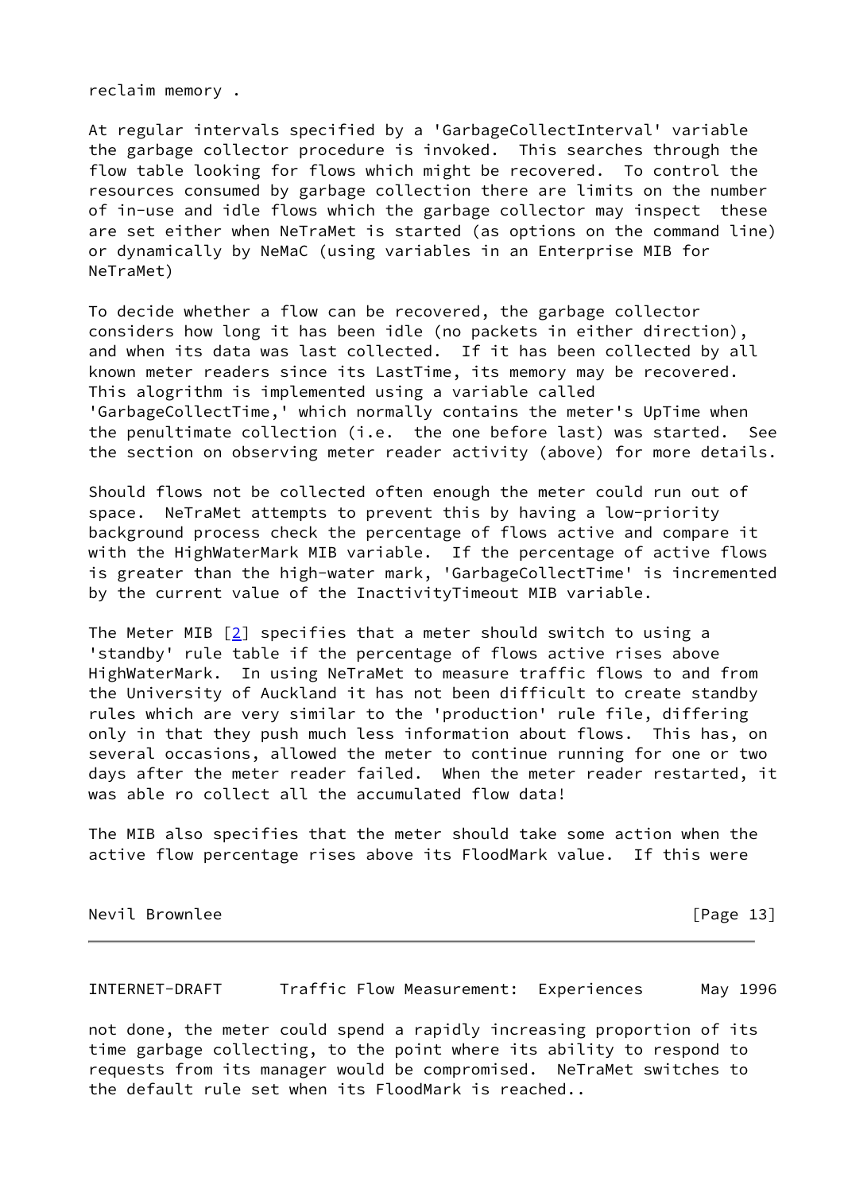reclaim memory .

At regular intervals specified by a 'GarbageCollectInterval' variable the garbage collector procedure is invoked. This searches through the flow table looking for flows which might be recovered. To control the resources consumed by garbage collection there are limits on the number of in-use and idle flows which the garbage collector may inspect these are set either when NeTraMet is started (as options on the command line) or dynamically by NeMaC (using variables in an Enterprise MIB for NeTraMet)

To decide whether a flow can be recovered, the garbage collector considers how long it has been idle (no packets in either direction), and when its data was last collected. If it has been collected by all known meter readers since its LastTime, its memory may be recovered. This alogrithm is implemented using a variable called 'GarbageCollectTime,' which normally contains the meter's UpTime when the penultimate collection (i.e. the one before last) was started. See the section on observing meter reader activity (above) for more details.

Should flows not be collected often enough the meter could run out of space. NeTraMet attempts to prevent this by having a low-priority background process check the percentage of flows active and compare it with the HighWaterMark MIB variable. If the percentage of active flows is greater than the high-water mark, 'GarbageCollectTime' is incremented by the current value of the InactivityTimeout MIB variable.

The Meter MIB [2] specifies that a meter should switch to using a 'standby' rule table if the percentage of flows active rises above HighWaterMark. In using NeTraMet to measure traffic flows to and from the University of Auckland it has not been difficult to create standby rules which are very similar to the 'production' rule file, differing only in that they push much less information about flows. This has, on several occasions, allowed the meter to continue running for one or two days after the meter reader failed. When the meter reader restarted, it was able ro collect all the accumulated flow data!

The MIB also specifies that the meter should take some action when the active flow percentage rises above its FloodMark value. If this were not done, the meter could spend a rapidly increasing proportion of its time garbage collecting, to the point where its ability to respond to requests from its manager would be compromised. NeTraMet switches to the default rule set when its FloodMark is reached..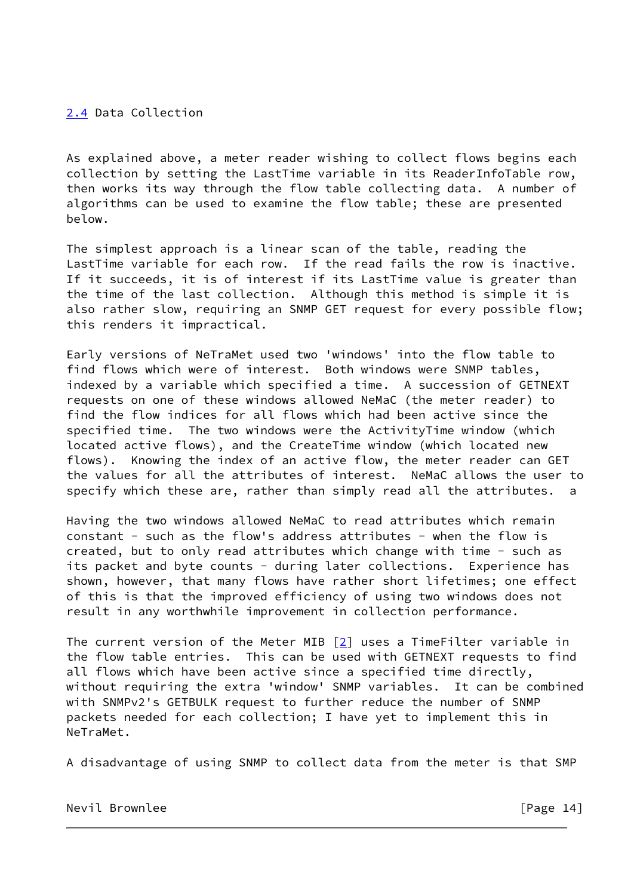## 2.4 Data Collection

As explained above, a meter reader wishing to collect flows begins each collection by setting the LastTime variable in its ReaderInfoTable row, then works its way through the flow table collecting data. A number of algorithms can be used to examine the flow table; these are presented below.

The simplest approach is a linear scan of the table, reading the LastTime variable for each row. If the read fails the row is inactive. If it succeeds, it is of interest if its LastTime value is greater than the time of the last collection. Although this method is simple it is also rather slow, requiring an SNMP GET request for every possible flow; this renders it impractical.

Early versions of NeTraMet used two 'windows' into the flow table to find flows which were of interest. Both windows were SNMP tables, indexed by a variable which specified a time. A succession of GETNEXT requests on one of these windows allowed NeMaC (the meter reader) to find the flow indices for all flows which had been active since the specified time. The two windows were the ActivityTime window (which located active flows), and the CreateTime window (which located new flows). Knowing the index of an active flow, the meter reader can GET the values for all the attributes of interest. NeMaC allows the user to specify which these are, rather than simply read all the attributes. a

Having the two windows allowed NeMaC to read attributes which remain constant - such as the flow's address attributes - when the flow is created, but to only read attributes which change with time - such as its packet and byte counts - during later collections. Experience has shown, however, that many flows have rather short lifetimes; one effect of this is that the improved efficiency of using two windows does not result in any worthwhile improvement in collection performance.

The current version of the Meter MIB [2] uses a TimeFilter variable in the flow table entries. This can be used with GETNEXT requests to find all flows which have been active since a specified time directly, without requiring the extra 'window' SNMP variables. It can be combined with SNMPv2's GETBULK request to further reduce the number of SNMP packets needed for each collection; I have yet to implement this in NeTraMet.

A disadvantage of using SNMP to collect data from the meter is that SMP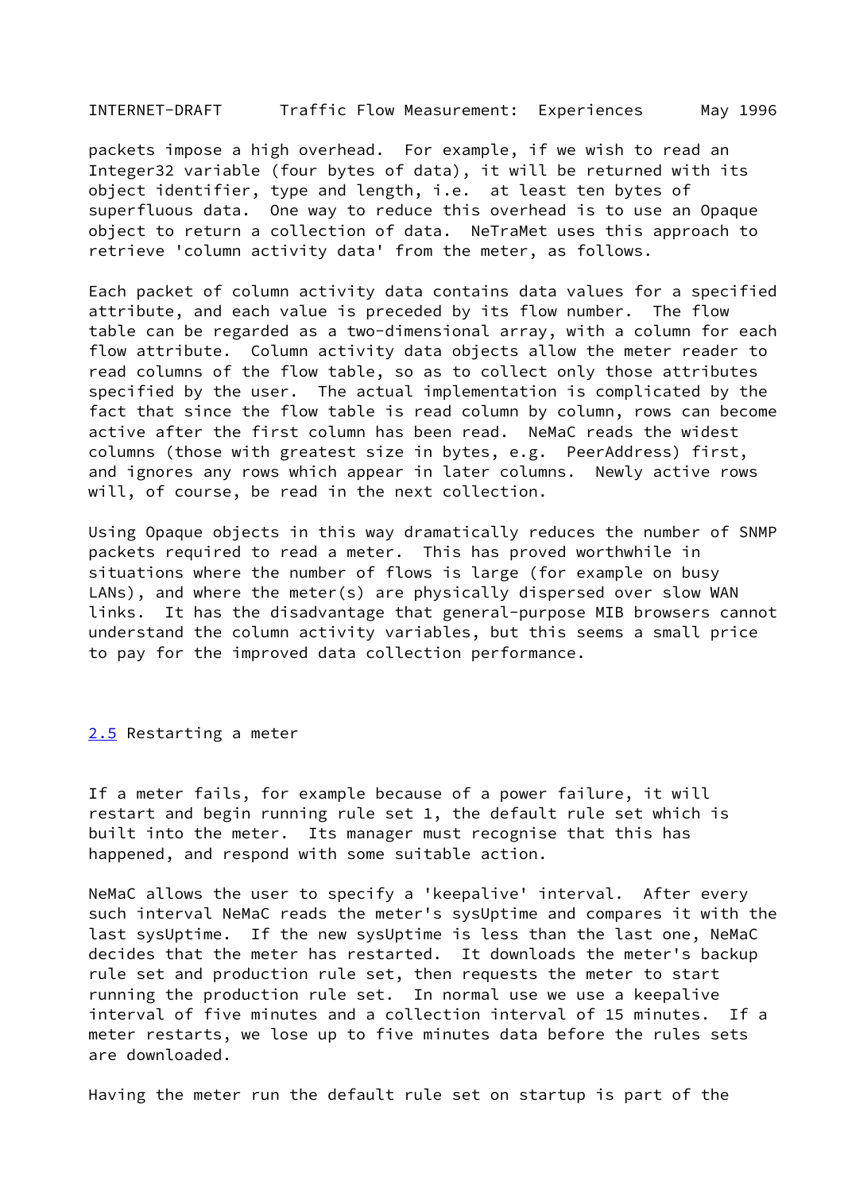packets impose a high overhead. For example, if we wish to read an Integer32 variable (four bytes of data), it will be returned with its object identifier, type and length, i.e. at least ten bytes of superfluous data. One way to reduce this overhead is to use an Opaque object to return a collection of data. NeTraMet uses this approach to retrieve 'column activity data' from the meter, as follows.

Each packet of column activity data contains data values for a specified attribute, and each value is preceded by its flow number. The flow table can be regarded as a two-dimensional array, with a column for each flow attribute. Column activity data objects allow the meter reader to read columns of the flow table, so as to collect only those attributes specified by the user. The actual implementation is complicated by the fact that since the flow table is read column by column, rows can become active after the first column has been read. NeMaC reads the widest columns (those with greatest size in bytes, e.g. PeerAddress) first, and ignores any rows which appear in later columns. Newly active rows will, of course, be read in the next collection.

Using Opaque objects in this way dramatically reduces the number of SNMP packets required to read a meter. This has proved worthwhile in situations where the number of flows is large (for example on busy LANs), and where the meter(s) are physically dispersed over slow WAN links. It has the disadvantage that general-purpose MIB browsers cannot understand the column activity variables, but this seems a small price to pay for the improved data collection performance.

### 2.5 Restarting a meter

If a meter fails, for example because of a power failure, it will restart and begin running rule set 1, the default rule set which is built into the meter. Its manager must recognise that this has happened, and respond with some suitable action.

NeMaC allows the user to specify a 'keepalive' interval. After every such interval NeMaC reads the meter's sysUptime and compares it with the last sysUptime. If the new sysUptime is less than the last one, NeMaC decides that the meter has restarted. It downloads the meter's backup rule set and production rule set, then requests the meter to start running the production rule set. In normal use we use a keepalive interval of five minutes and a collection interval of 15 minutes. If a meter restarts, we lose up to five minutes data before the rules sets are downloaded.

Having the meter run the default rule set on startup is part of the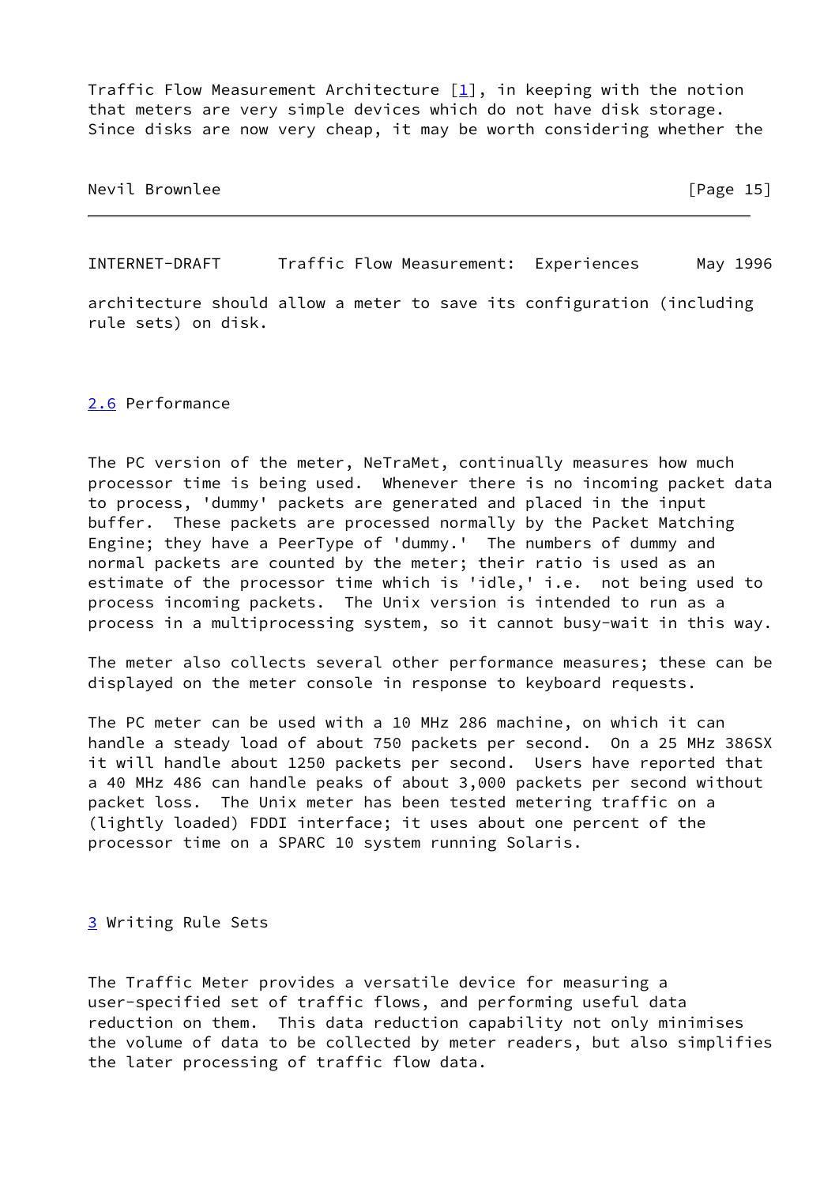Traffic Flow Measurement Architecture [1], in keeping with the notion that meters are very simple devices which do not have disk storage. Since disks are now very cheap, it may be worth considering whether the architecture should allow a meter to save its configuration (including rule sets) on disk.

## 2.6 Performance

The PC version of the meter, NeTraMet, continually measures how much processor time is being used. Whenever there is no incoming packet data to process, 'dummy' packets are generated and placed in the input buffer. These packets are processed normally by the Packet Matching Engine; they have a PeerType of 'dummy.' The numbers of dummy and normal packets are counted by the meter; their ratio is used as an estimate of the processor time which is 'idle,' i.e. not being used to process incoming packets. The Unix version is intended to run as a process in a multiprocessing system, so it cannot busy-wait in this way.

The meter also collects several other performance measures; these can be displayed on the meter console in response to keyboard requests.

The PC meter can be used with a 10 MHz 286 machine, on which it can handle a steady load of about 750 packets per second. On a 25 MHz 386SX it will handle about 1250 packets per second. Users have reported that a 40 MHz 486 can handle peaks of about 3,000 packets per second without packet loss. The Unix meter has been tested metering traffic on a (lightly loaded) FDDI interface; it uses about one percent of the processor time on a SPARC 10 system running Solaris.

# 3 Writing Rule Sets

The Traffic Meter provides a versatile device for measuring a user-specified set of traffic flows, and performing useful data reduction on them. This data reduction capability not only minimises the volume of data to be collected by meter readers, but also simplifies the later processing of traffic flow data.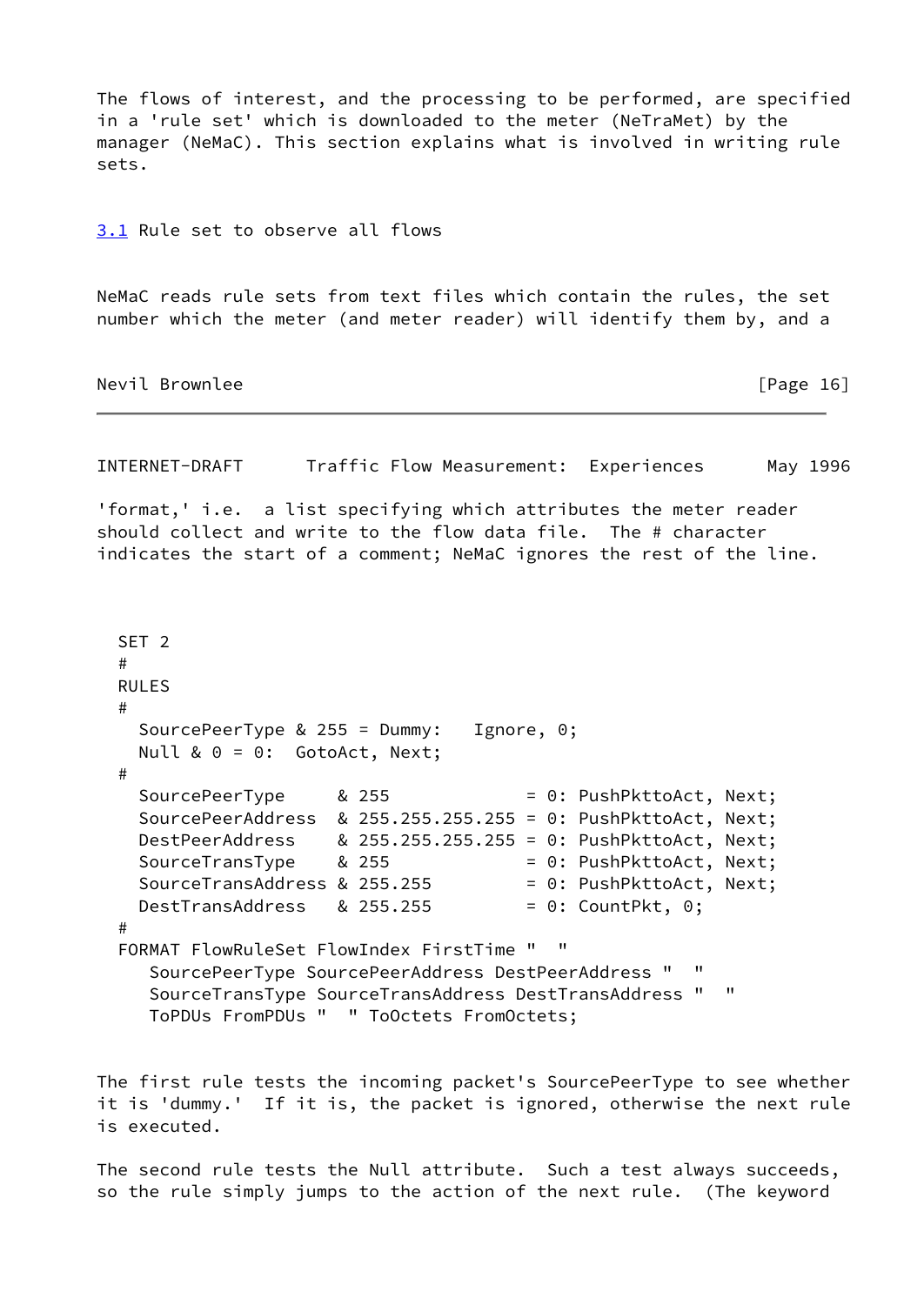The flows of interest, and the processing to be performed, are specified in a 'rule set' which is downloaded to the meter (NeTraMet) by the manager (NeMaC). This section explains what is involved in writing rule sets.

### 3.1 Rule set to observe all flows

NeMaC reads rule sets from text files which contain the rules, the set number which the meter (and meter reader) will identify them by, and a 'format,' i.e. a list specifying which attributes the meter reader should collect and write to the flow data file. The # character indicates the start of a comment; NeMaC ignores the rest of the line.

```
SET 2
#
RULES
#
  SourcePeerType & 255 = Dummy:   Ignore, 0;
  Null & 0 = 0:  GotoAct, Next;
#
  SourcePeerType     & 255             = 0: PushPkttoAct, Next;
  SourcePeerAddress  & 255.255.255.255 = 0: PushPkttoAct, Next;
  DestPeerAddress    & 255.255.255.255 = 0: PushPkttoAct, Next;
  SourceTransType    & 255             = 0: PushPkttoAct, Next;
  SourceTransAddress & 255.255         = 0: PushPkttoAct, Next;
  DestTransAddress   & 255.255         = 0: CountPkt, 0;
#
FORMAT FlowRuleSet FlowIndex FirstTime "  "
   SourcePeerType SourcePeerAddress DestPeerAddress "  "
   SourceTransType SourceTransAddress DestTransAddress "  "
   ToPDUs FromPDUs "  " ToOctets FromOctets;
```

The first rule tests the incoming packet's SourcePeerType to see whether it is 'dummy.' If it is, the packet is ignored, otherwise the next rule is executed.

The second rule tests the Null attribute. Such a test always succeeds, so the rule simply jumps to the action of the next rule. (The keyword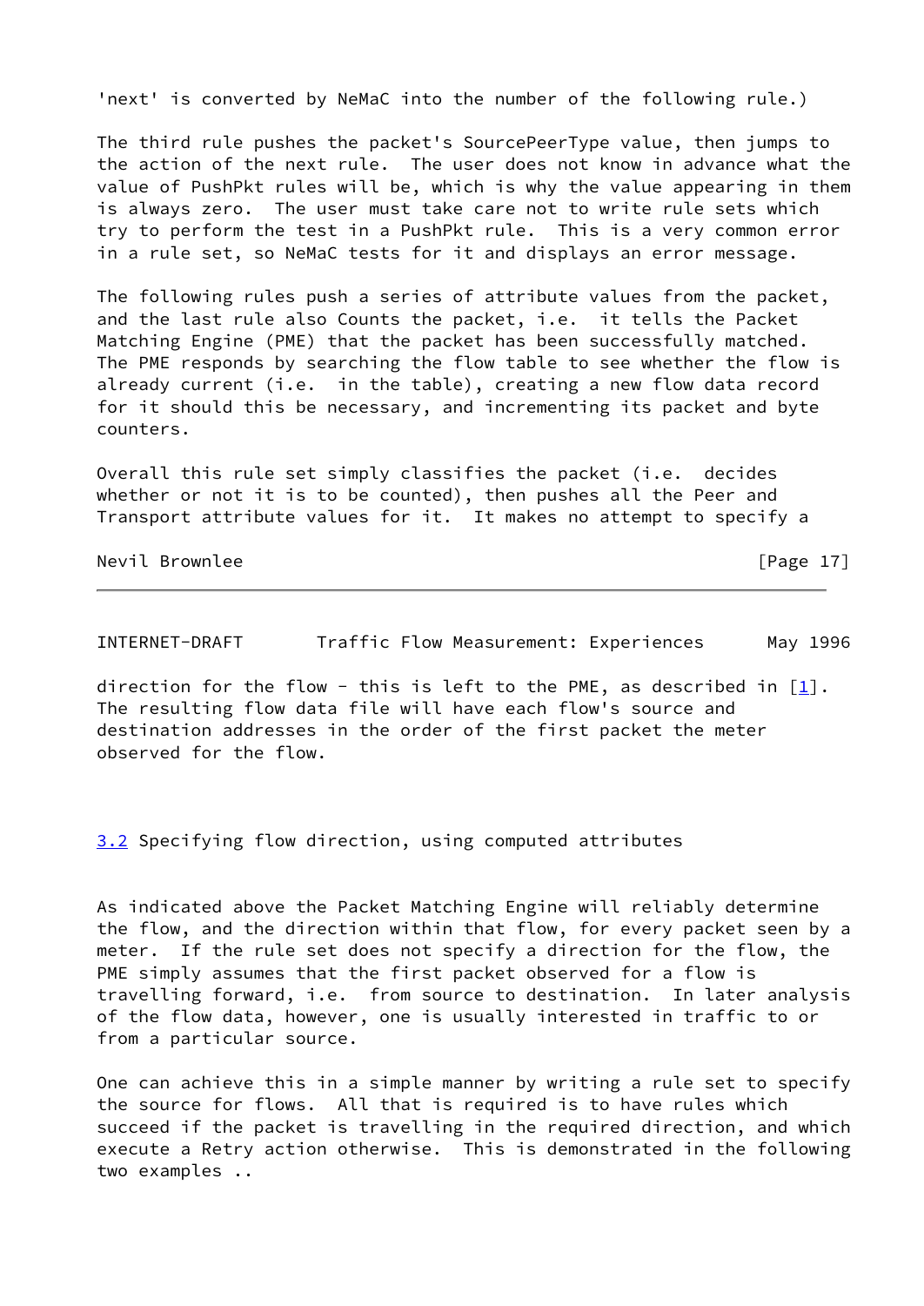'next' is converted by NeMaC into the number of the following rule.)

The third rule pushes the packet's SourcePeerType value, then jumps to the action of the next rule. The user does not know in advance what the value of PushPkt rules will be, which is why the value appearing in them is always zero. The user must take care not to write rule sets which try to perform the test in a PushPkt rule. This is a very common error in a rule set, so NeMaC tests for it and displays an error message.

The following rules push a series of attribute values from the packet, and the last rule also Counts the packet, i.e. it tells the Packet Matching Engine (PME) that the packet has been successfully matched. The PME responds by searching the flow table to see whether the flow is already current (i.e. in the table), creating a new flow data record for it should this be necessary, and incrementing its packet and byte counters.

Overall this rule set simply classifies the packet (i.e. decides whether or not it is to be counted), then pushes all the Peer and Transport attribute values for it. It makes no attempt to specify a direction for the flow - this is left to the PME, as described in [1]. The resulting flow data file will have each flow's source and destination addresses in the order of the first packet the meter observed for the flow.

## 3.2 Specifying flow direction, using computed attributes

As indicated above the Packet Matching Engine will reliably determine the flow, and the direction within that flow, for every packet seen by a meter. If the rule set does not specify a direction for the flow, the PME simply assumes that the first packet observed for a flow is travelling forward, i.e. from source to destination. In later analysis of the flow data, however, one is usually interested in traffic to or from a particular source.

One can achieve this in a simple manner by writing a rule set to specify the source for flows. All that is required is to have rules which succeed if the packet is travelling in the required direction, and which execute a Retry action otherwise. This is demonstrated in the following two examples ..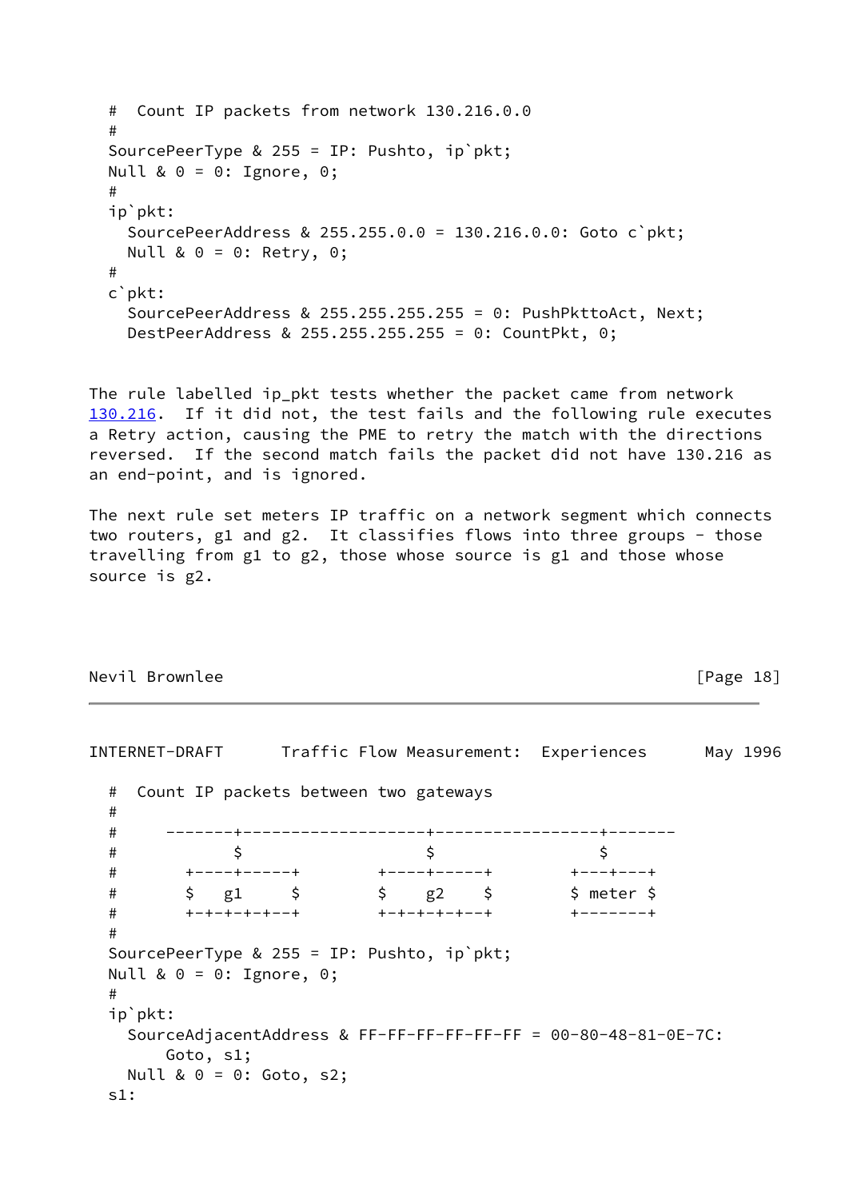```
#  Count IP packets from network 130.216.0.0
#
SourcePeerType & 255 = IP: Pushto, ip`pkt;
Null & 0 = 0: Ignore, 0;
#
ip`pkt:
  SourcePeerAddress & 255.255.0.0 = 130.216.0.0: Goto c`pkt;
  Null & 0 = 0: Retry, 0;
#
c`pkt:
  SourcePeerAddress & 255.255.255.255 = 0: PushPkttoAct, Next;
  DestPeerAddress & 255.255.255.255 = 0: CountPkt, 0;
```

The rule labelled ip_pkt tests whether the packet came from network 130.216. If it did not, the test fails and the following rule executes a Retry action, causing the PME to retry the match with the directions reversed. If the second match fails the packet did not have 130.216 as an end-point, and is ignored.

The next rule set meters IP traffic on a network segment which connects two routers, g1 and g2. It classifies flows into three groups - those travelling from g1 to g2, those whose source is g1 and those whose source is g2.

```
#  Count IP packets between two gateways
#
#     -------+-------------------+-----------------+-------
#            $                   $                 $
#        +----+-----+        +----+-----+       +---+---+
#        $   g1     $        $    g2    $       $ meter $
#        +-+-+-+-+--+        +-+-+-+-+--+       +-------+
#
SourcePeerType & 255 = IP: Pushto, ip`pkt;
Null & 0 = 0: Ignore, 0;
#
ip`pkt:
  SourceAdjacentAddress & FF-FF-FF-FF-FF-FF = 00-80-48-81-0E-7C:
      Goto, s1;
  Null & 0 = 0: Goto, s2;
s1:
```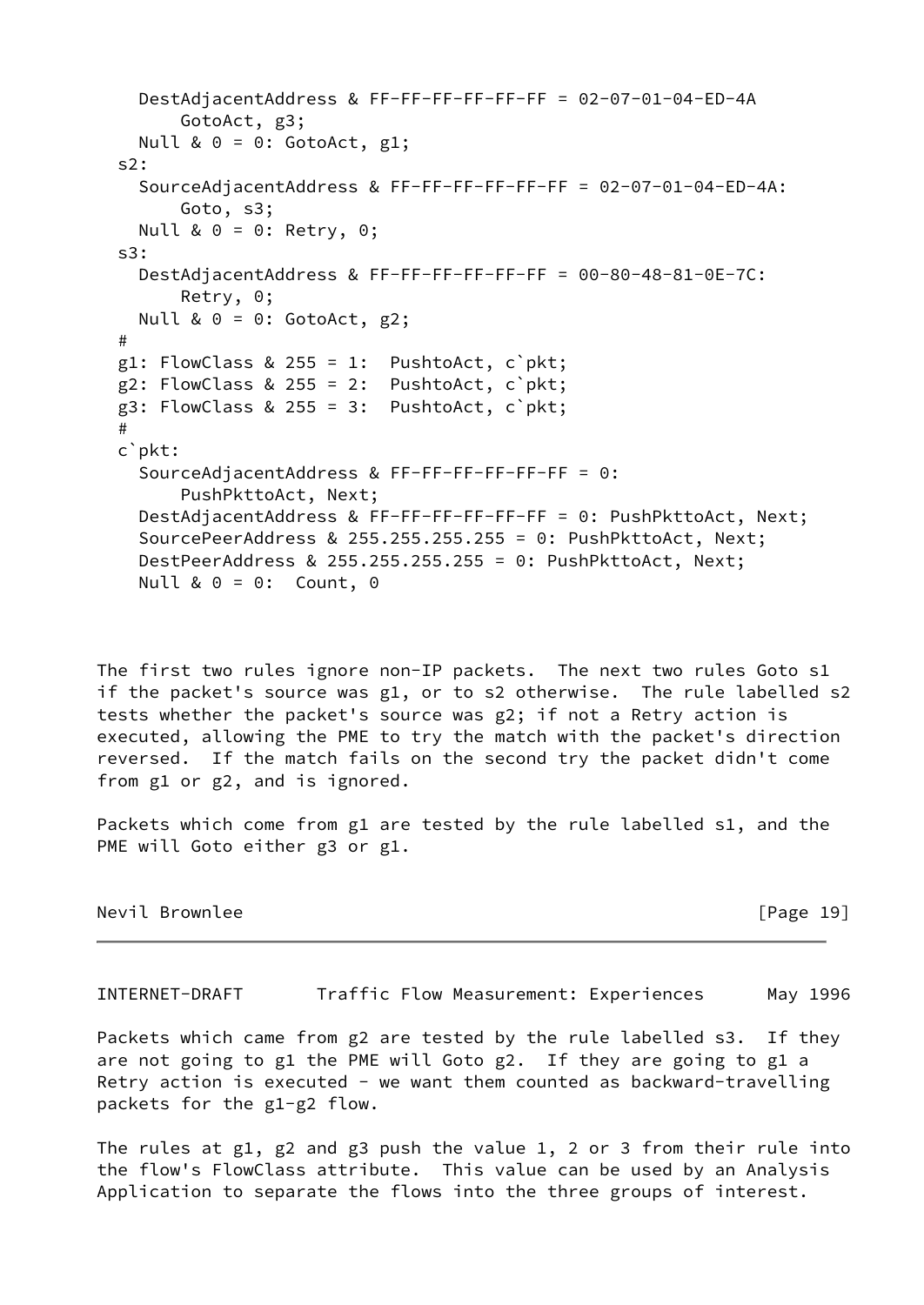```
    DestAdjacentAddress & FF-FF-FF-FF-FF-FF = 02-07-01-04-ED-4A
        GotoAct, g3;
    Null & 0 = 0: GotoAct, g1;
  s2:
    SourceAdjacentAddress & FF-FF-FF-FF-FF-FF = 02-07-01-04-ED-4A:
        Goto, s3;
    Null & 0 = 0: Retry, 0;
  s3:
    DestAdjacentAddress & FF-FF-FF-FF-FF-FF = 00-80-48-81-0E-7C:
        Retry, 0;
    Null & 0 = 0: GotoAct, g2;
  #
  g1: FlowClass & 255 = 1:  PushtoAct, c`pkt;
  g2: FlowClass & 255 = 2:  PushtoAct, c`pkt;
  g3: FlowClass & 255 = 3:  PushtoAct, c`pkt;
  #
  c`pkt:
    SourceAdjacentAddress & FF-FF-FF-FF-FF-FF = 0:
        PushPkttoAct, Next;
    DestAdjacentAddress & FF-FF-FF-FF-FF-FF = 0: PushPkttoAct, Next;
    SourcePeerAddress & 255.255.255.255 = 0: PushPkttoAct, Next;
    DestPeerAddress & 255.255.255.255 = 0: PushPkttoAct, Next;
    Null & 0 = 0:  Count, 0
```

The first two rules ignore non-IP packets. The next two rules Goto s1 if the packet's source was g1, or to s2 otherwise. The rule labelled s2 tests whether the packet's source was g2; if not a Retry action is executed, allowing the PME to try the match with the packet's direction reversed. If the match fails on the second try the packet didn't come from g1 or g2, and is ignored.

Packets which come from g1 are tested by the rule labelled s1, and the PME will Goto either g3 or g1.

Packets which came from g2 are tested by the rule labelled s3. If they are not going to g1 the PME will Goto g2. If they are going to g1 a Retry action is executed - we want them counted as backward-travelling packets for the g1-g2 flow.

The rules at g1, g2 and g3 push the value 1, 2 or 3 from their rule into the flow's FlowClass attribute. This value can be used by an Analysis Application to separate the flows into the three groups of interest.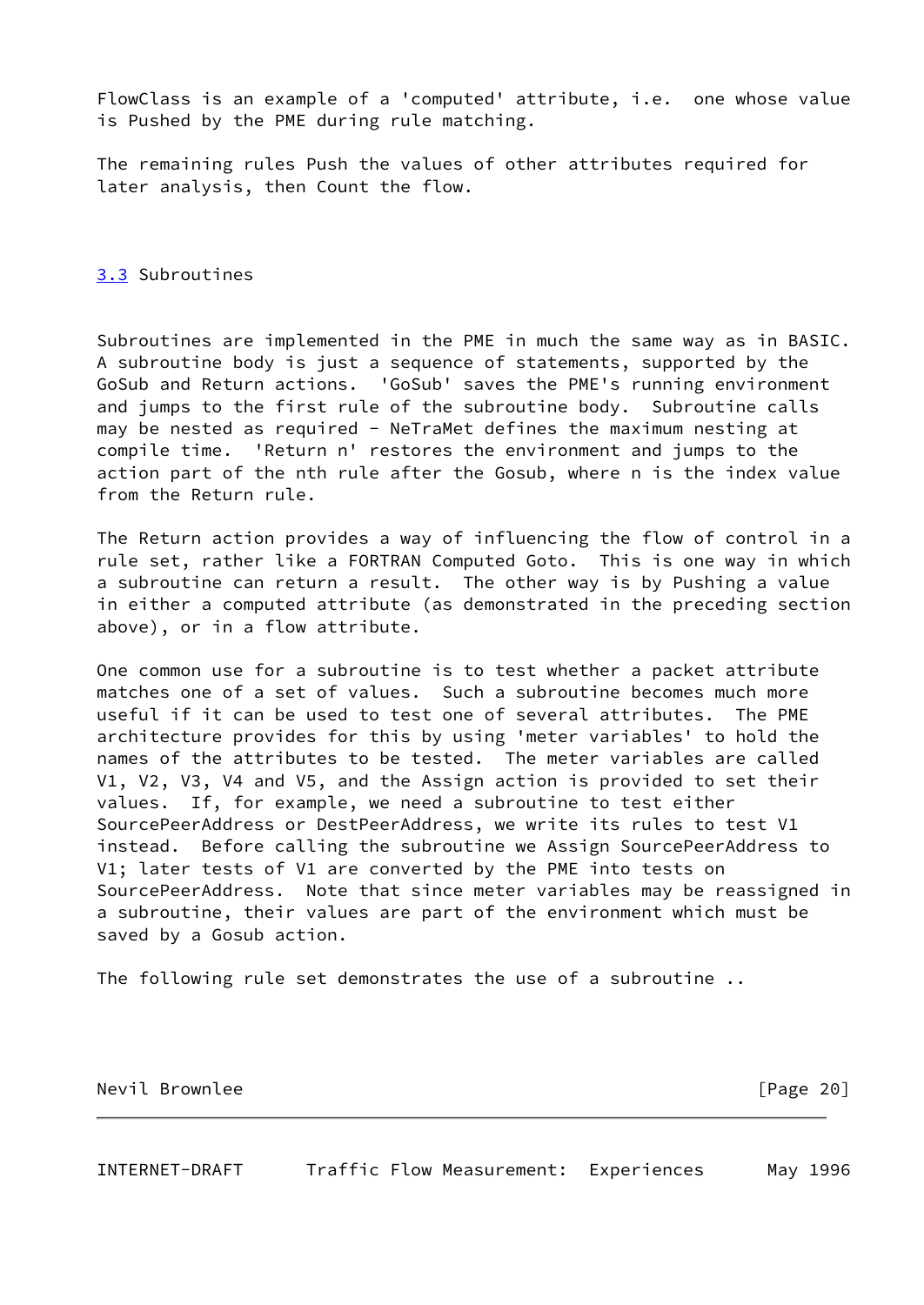FlowClass is an example of a 'computed' attribute, i.e.  one whose value is Pushed by the PME during rule matching.

The remaining rules Push the values of other attributes required for later analysis, then Count the flow.

### 3.3 Subroutines

Subroutines are implemented in the PME in much the same way as in BASIC. A subroutine body is just a sequence of statements, supported by the GoSub and Return actions.  'GoSub' saves the PME's running environment and jumps to the first rule of the subroutine body.  Subroutine calls may be nested as required - NeTraMet defines the maximum nesting at compile time.  'Return n' restores the environment and jumps to the action part of the nth rule after the Gosub, where n is the index value from the Return rule.

The Return action provides a way of influencing the flow of control in a rule set, rather like a FORTRAN Computed Goto.  This is one way in which a subroutine can return a result.  The other way is by Pushing a value in either a computed attribute (as demonstrated in the preceding section above), or in a flow attribute.

One common use for a subroutine is to test whether a packet attribute matches one of a set of values.  Such a subroutine becomes much more useful if it can be used to test one of several attributes.  The PME architecture provides for this by using 'meter variables' to hold the names of the attributes to be tested.  The meter variables are called V1, V2, V3, V4 and V5, and the Assign action is provided to set their values.  If, for example, we need a subroutine to test either SourcePeerAddress or DestPeerAddress, we write its rules to test V1 instead.  Before calling the subroutine we Assign SourcePeerAddress to V1; later tests of V1 are converted by the PME into tests on SourcePeerAddress.  Note that since meter variables may be reassigned in a subroutine, their values are part of the environment which must be saved by a Gosub action.

The following rule set demonstrates the use of a subroutine ..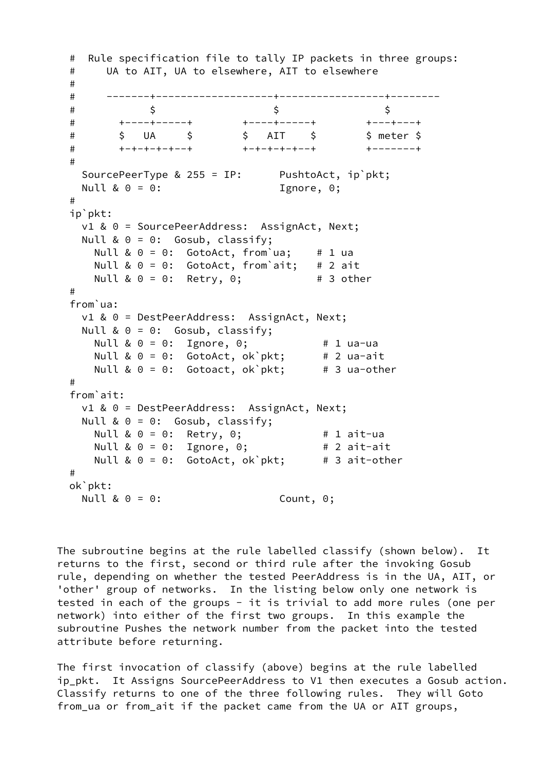```
#  Rule specification file to tally IP packets in three groups:
#     UA to AIT, UA to elsewhere, AIT to elsewhere
#
#     -------+-------------------+----------------+--------
#            $                   $                $
#        +----+-----+        +----+-----+        +---+---+
#        $   UA     $        $   AIT    $        $ meter $
#        +-+-+-+-+--+        +-+-+-+-+--+        +-------+
#
  SourcePeerType & 255 = IP:      PushtoAct, ip`pkt;
  Null & 0 = 0:                   Ignore, 0;
#
ip`pkt:
  v1 & 0 = SourcePeerAddress:  AssignAct, Next;
  Null & 0 = 0:  Gosub, classify;
    Null & 0 = 0:  GotoAct, from`ua;    # 1 ua
    Null & 0 = 0:  GotoAct, from`ait;   # 2 ait
    Null & 0 = 0:  Retry, 0;            # 3 other
#
from`ua:
  v1 & 0 = DestPeerAddress:  AssignAct, Next;
  Null & 0 = 0:  Gosub, classify;
    Null & 0 = 0:  Ignore, 0;            # 1 ua-ua
    Null & 0 = 0:  GotoAct, ok`pkt;      # 2 ua-ait
    Null & 0 = 0:  Gotoact, ok`pkt;      # 3 ua-other
#
from`ait:
  v1 & 0 = DestPeerAddress:  AssignAct, Next;
  Null & 0 = 0:  Gosub, classify;
    Null & 0 = 0:  Retry, 0;             # 1 ait-ua
    Null & 0 = 0:  Ignore, 0;            # 2 ait-ait
    Null & 0 = 0:  GotoAct, ok`pkt;      # 3 ait-other
#
ok`pkt:
  Null & 0 = 0:                   Count, 0;
```

The subroutine begins at the rule labelled classify (shown below). It returns to the first, second or third rule after the invoking Gosub rule, depending on whether the tested PeerAddress is in the UA, AIT, or 'other' group of networks. In the listing below only one network is tested in each of the groups - it is trivial to add more rules (one per network) into either of the first two groups. In this example the subroutine Pushes the network number from the packet into the tested attribute before returning.

The first invocation of classify (above) begins at the rule labelled ip_pkt. It Assigns SourcePeerAddress to V1 then executes a Gosub action. Classify returns to one of the three following rules. They will Goto from_ua or from_ait if the packet came from the UA or AIT groups,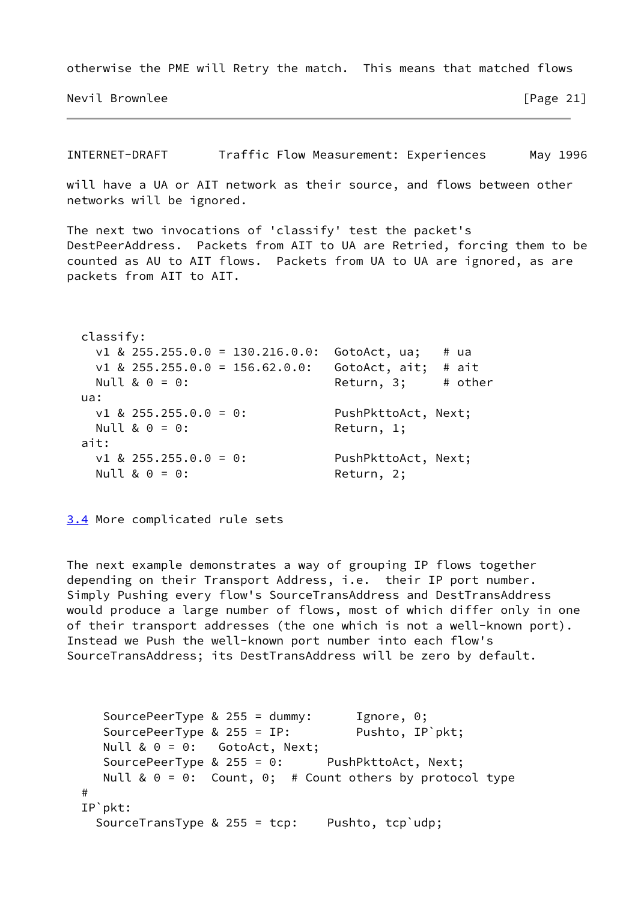otherwise the PME will Retry the match. This means that matched flows

will have a UA or AIT network as their source, and flows between other networks will be ignored.

The next two invocations of 'classify' test the packet's DestPeerAddress. Packets from AIT to UA are Retried, forcing them to be counted as AU to AIT flows. Packets from UA to UA are ignored, as are packets from AIT to AIT.

```
  classify:
    v1 & 255.255.0.0 = 130.216.0.0:  GotoAct, ua;   # ua
    v1 & 255.255.0.0 = 156.62.0.0:   GotoAct, ait;  # ait
    Null & 0 = 0:                    Return, 3;     # other
  ua:
    v1 & 255.255.0.0 = 0:            PushPkttoAct, Next;
    Null & 0 = 0:                    Return, 1;
  ait:
    v1 & 255.255.0.0 = 0:            PushPkttoAct, Next;
    Null & 0 = 0:                    Return, 2;
```

### 3.4 More complicated rule sets

The next example demonstrates a way of grouping IP flows together depending on their Transport Address, i.e. their IP port number. Simply Pushing every flow's SourceTransAddress and DestTransAddress would produce a large number of flows, most of which differ only in one of their transport addresses (the one which is not a well-known port). Instead we Push the well-known port number into each flow's SourceTransAddress; its DestTransAddress will be zero by default.

```
     SourcePeerType & 255 = dummy:      Ignore, 0;
     SourcePeerType & 255 = IP:         Pushto, IP`pkt;
     Null & 0 = 0:   GotoAct, Next;
     SourcePeerType & 255 = 0:      PushPkttoAct, Next;
     Null & 0 = 0:  Count, 0;  # Count others by protocol type
  #
  IP`pkt:
    SourceTransType & 255 = tcp:    Pushto, tcp`udp;
```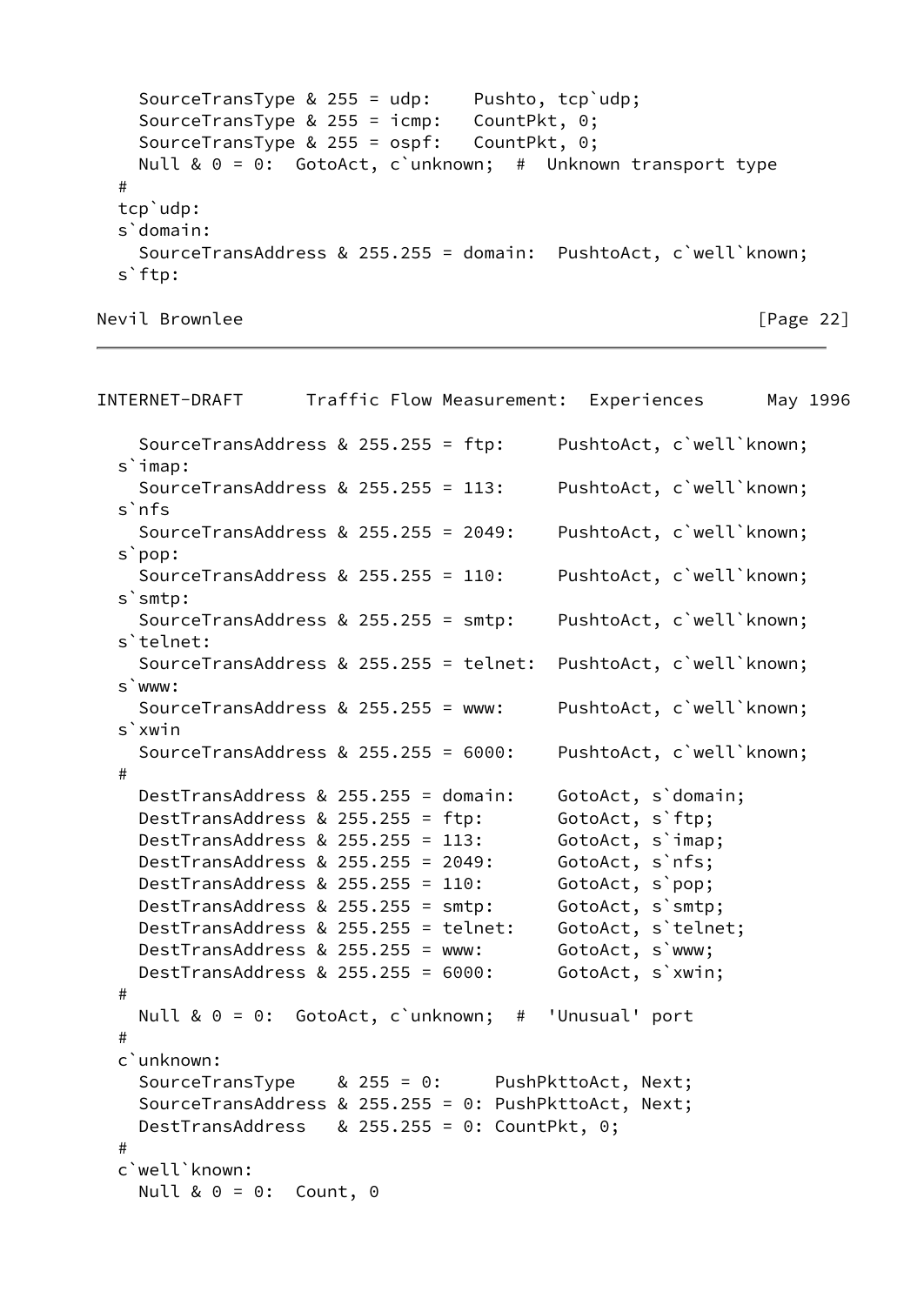```
    SourceTransType & 255 = udp:    Pushto, tcp`udp;
    SourceTransType & 255 = icmp:   CountPkt, 0;
    SourceTransType & 255 = ospf:   CountPkt, 0;
    Null & 0 = 0:  GotoAct, c`unknown;  #  Unknown transport type
  #
  tcp`udp:
  s`domain:
    SourceTransAddress & 255.255 = domain:  PushtoAct, c`well`known;
  s`ftp:
```

```
    SourceTransAddress & 255.255 = ftp:     PushtoAct, c`well`known;
  s`imap:
    SourceTransAddress & 255.255 = 113:     PushtoAct, c`well`known;
  s`nfs
    SourceTransAddress & 255.255 = 2049:    PushtoAct, c`well`known;
  s`pop:
    SourceTransAddress & 255.255 = 110:     PushtoAct, c`well`known;
  s`smtp:
    SourceTransAddress & 255.255 = smtp:    PushtoAct, c`well`known;
  s`telnet:
    SourceTransAddress & 255.255 = telnet:  PushtoAct, c`well`known;
  s`www:
    SourceTransAddress & 255.255 = www:     PushtoAct, c`well`known;
  s`xwin
    SourceTransAddress & 255.255 = 6000:    PushtoAct, c`well`known;
  #
    DestTransAddress & 255.255 = domain:    GotoAct, s`domain;
    DestTransAddress & 255.255 = ftp:       GotoAct, s`ftp;
    DestTransAddress & 255.255 = 113:       GotoAct, s`imap;
    DestTransAddress & 255.255 = 2049:      GotoAct, s`nfs;
    DestTransAddress & 255.255 = 110:       GotoAct, s`pop;
    DestTransAddress & 255.255 = smtp:      GotoAct, s`smtp;
    DestTransAddress & 255.255 = telnet:    GotoAct, s`telnet;
    DestTransAddress & 255.255 = www:       GotoAct, s`www;
    DestTransAddress & 255.255 = 6000:      GotoAct, s`xwin;
  #
    Null & 0 = 0:  GotoAct, c`unknown;  #  'Unusual' port
  #
  c`unknown:
    SourceTransType    & 255 = 0:     PushPkttoAct, Next;
    SourceTransAddress & 255.255 = 0: PushPkttoAct, Next;
    DestTransAddress   & 255.255 = 0: CountPkt, 0;
  #
  c`well`known:
    Null & 0 = 0:  Count, 0
```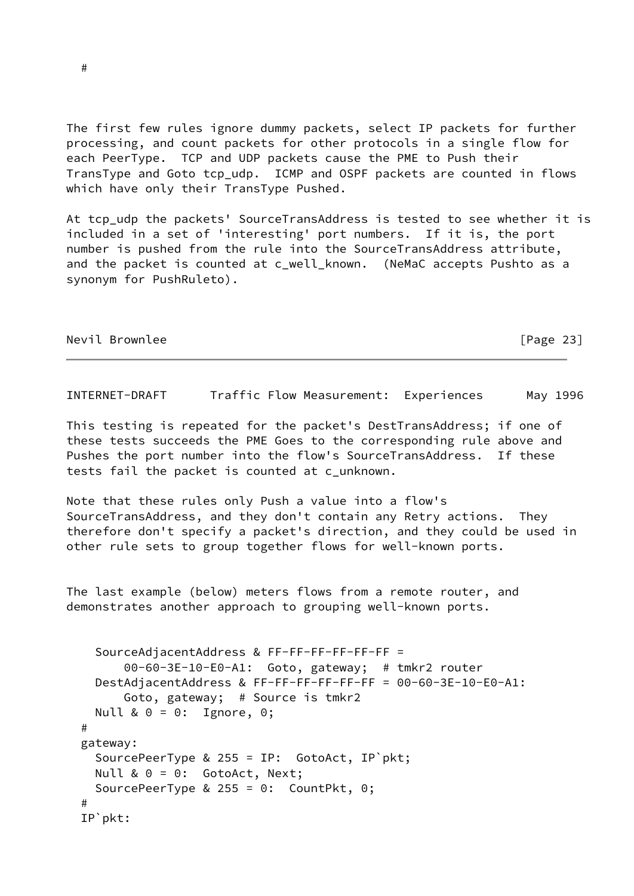```
  #
```

The first few rules ignore dummy packets, select IP packets for further processing, and count packets for other protocols in a single flow for each PeerType. TCP and UDP packets cause the PME to Push their TransType and Goto tcp_udp. ICMP and OSPF packets are counted in flows which have only their TransType Pushed.

At tcp_udp the packets' SourceTransAddress is tested to see whether it is included in a set of 'interesting' port numbers. If it is, the port number is pushed from the rule into the SourceTransAddress attribute, and the packet is counted at c_well_known. (NeMaC accepts Pushto as a synonym for PushRuleto).

This testing is repeated for the packet's DestTransAddress; if one of these tests succeeds the PME Goes to the corresponding rule above and Pushes the port number into the flow's SourceTransAddress. If these tests fail the packet is counted at c_unknown.

Note that these rules only Push a value into a flow's SourceTransAddress, and they don't contain any Retry actions. They therefore don't specify a packet's direction, and they could be used in other rule sets to group together flows for well-known ports.

The last example (below) meters flows from a remote router, and demonstrates another approach to grouping well-known ports.

```
    SourceAdjacentAddress & FF-FF-FF-FF-FF-FF =
        00-60-3E-10-E0-A1:  Goto, gateway;  # tmkr2 router
    DestAdjacentAddress & FF-FF-FF-FF-FF-FF = 00-60-3E-10-E0-A1:
        Goto, gateway;  # Source is tmkr2
    Null & 0 = 0:  Ignore, 0;
  #
  gateway:
    SourcePeerType & 255 = IP:  GotoAct, IP`pkt;
    Null & 0 = 0:  GotoAct, Next;
    SourcePeerType & 255 = 0:  CountPkt, 0;
  #
  IP`pkt:
```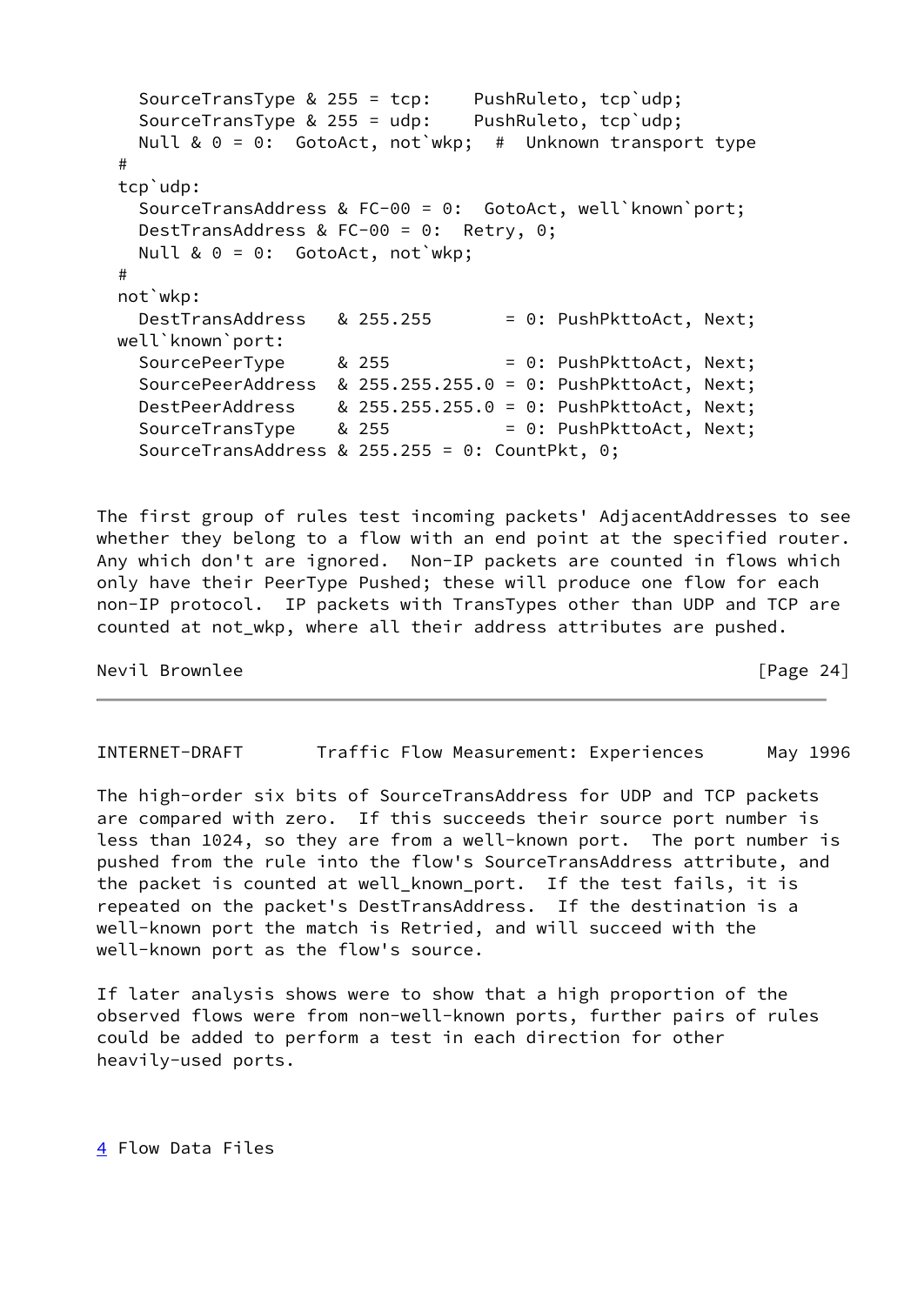```
    SourceTransType & 255 = tcp:    PushRuleto, tcp`udp;
    SourceTransType & 255 = udp:    PushRuleto, tcp`udp;
    Null & 0 = 0:  GotoAct, not`wkp;  #  Unknown transport type
  #
  tcp`udp:
    SourceTransAddress & FC-00 = 0:  GotoAct, well`known`port;
    DestTransAddress & FC-00 = 0:  Retry, 0;
    Null & 0 = 0:  GotoAct, not`wkp;
  #
  not`wkp:
    DestTransAddress   & 255.255       = 0: PushPkttoAct, Next;
  well`known`port:
    SourcePeerType     & 255           = 0: PushPkttoAct, Next;
    SourcePeerAddress  & 255.255.255.0 = 0: PushPkttoAct, Next;
    DestPeerAddress    & 255.255.255.0 = 0: PushPkttoAct, Next;
    SourceTransType    & 255           = 0: PushPkttoAct, Next;
    SourceTransAddress & 255.255 = 0: CountPkt, 0;
```

The first group of rules test incoming packets' AdjacentAddresses to see whether they belong to a flow with an end point at the specified router. Any which don't are ignored. Non-IP packets are counted in flows which only have their PeerType Pushed; these will produce one flow for each non-IP protocol. IP packets with TransTypes other than UDP and TCP are counted at not_wkp, where all their address attributes are pushed.

The high-order six bits of SourceTransAddress for UDP and TCP packets are compared with zero. If this succeeds their source port number is less than 1024, so they are from a well-known port. The port number is pushed from the rule into the flow's SourceTransAddress attribute, and the packet is counted at well_known_port. If the test fails, it is repeated on the packet's DestTransAddress. If the destination is a well-known port the match is Retried, and will succeed with the well-known port as the flow's source.

If later analysis shows were to show that a high proportion of the observed flows were from non-well-known ports, further pairs of rules could be added to perform a test in each direction for other heavily-used ports.

## 4 Flow Data Files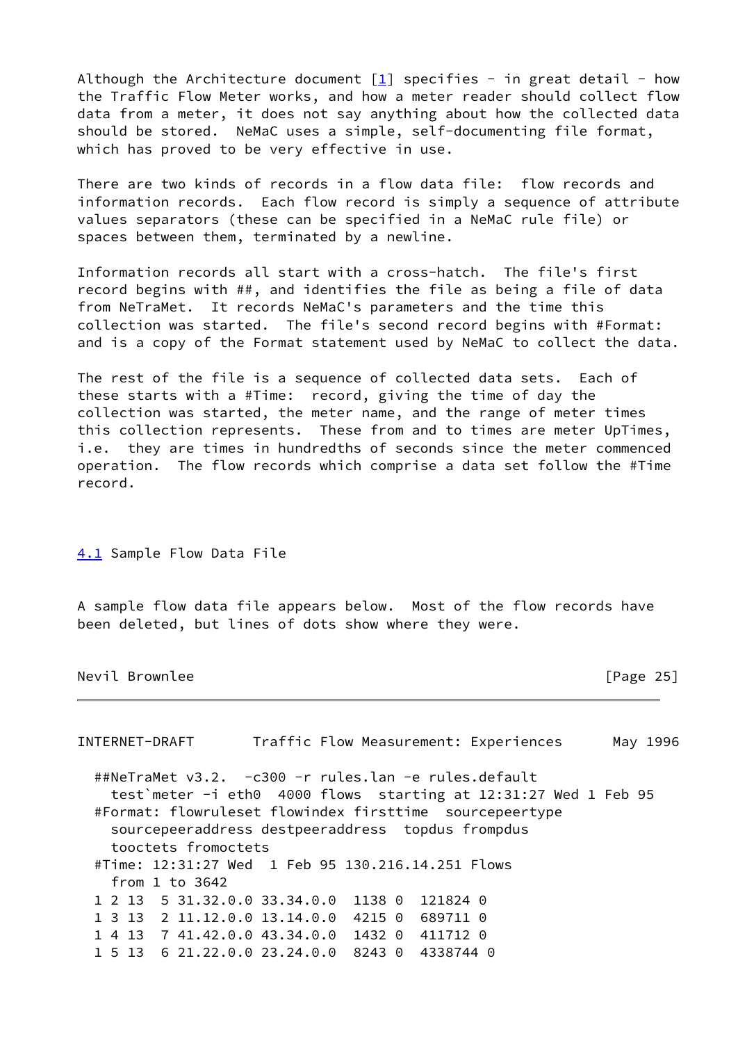Although the Architecture document [1] specifies - in great detail - how the Traffic Flow Meter works, and how a meter reader should collect flow data from a meter, it does not say anything about how the collected data should be stored. NeMaC uses a simple, self-documenting file format, which has proved to be very effective in use.

There are two kinds of records in a flow data file: flow records and information records. Each flow record is simply a sequence of attribute values separators (these can be specified in a NeMaC rule file) or spaces between them, terminated by a newline.

Information records all start with a cross-hatch. The file's first record begins with ##, and identifies the file as being a file of data from NeTraMet. It records NeMaC's parameters and the time this collection was started. The file's second record begins with #Format: and is a copy of the Format statement used by NeMaC to collect the data.

The rest of the file is a sequence of collected data sets. Each of these starts with a #Time: record, giving the time of day the collection was started, the meter name, and the range of meter times this collection represents. These from and to times are meter UpTimes, i.e. they are times in hundredths of seconds since the meter commenced operation. The flow records which comprise a data set follow the #Time record.

### 4.1 Sample Flow Data File

A sample flow data file appears below. Most of the flow records have been deleted, but lines of dots show where they were.

```
##NeTraMet v3.2.  -c300 -r rules.lan -e rules.default
  test`meter -i eth0  4000 flows  starting at 12:31:27 Wed 1 Feb 95
#Format: flowruleset flowindex firsttime  sourcepeertype
  sourcepeeraddress destpeeraddress  topdus frompdus
  tooctets fromoctets
#Time: 12:31:27 Wed  1 Feb 95 130.216.14.251 Flows
  from 1 to 3642
1 2 13  5 31.32.0.0 33.34.0.0  1138 0  121824 0
1 3 13  2 11.12.0.0 13.14.0.0  4215 0  689711 0
1 4 13  7 41.42.0.0 43.34.0.0  1432 0  411712 0
1 5 13  6 21.22.0.0 23.24.0.0  8243 0  4338744 0
```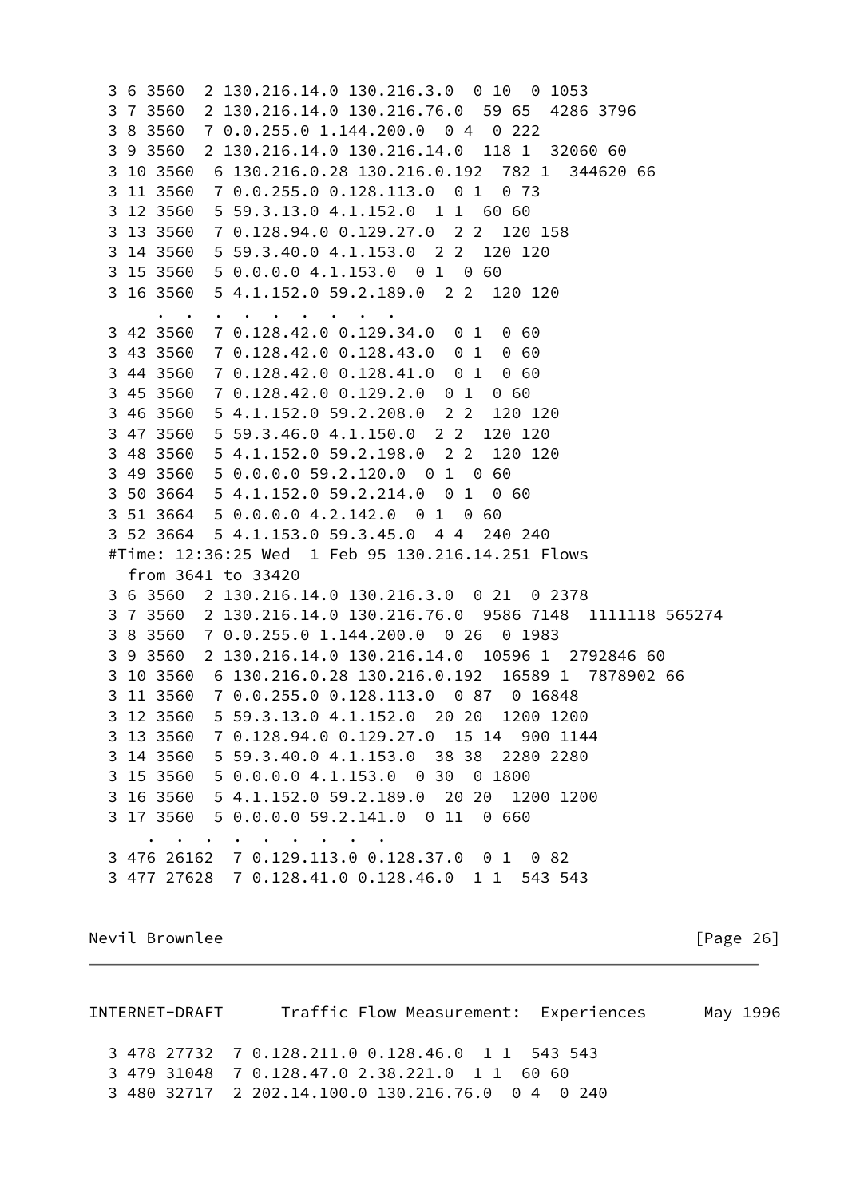```
   3 6 3560  2 130.216.14.0 130.216.3.0  0 10  0 1053
   3 7 3560  2 130.216.14.0 130.216.76.0  59 65  4286 3796
   3 8 3560  7 0.0.255.0 1.144.200.0  0 4  0 222
   3 9 3560  2 130.216.14.0 130.216.14.0  118 1  32060 60
   3 10 3560  6 130.216.0.28 130.216.0.192  782 1  344620 66
   3 11 3560  7 0.0.255.0 0.128.113.0  0 1  0 73
   3 12 3560  5 59.3.13.0 4.1.152.0  1 1  60 60
   3 13 3560  7 0.128.94.0 0.129.27.0  2 2  120 158
   3 14 3560  5 59.3.40.0 4.1.153.0  2 2  120 120
   3 15 3560  5 0.0.0.0 4.1.153.0  0 1  0 60
   3 16 3560  5 4.1.152.0 59.2.189.0  2 2  120 120
       .  .  .  .  .  .  .  .  .  .
   3 42 3560  7 0.128.42.0 0.129.34.0  0 1  0 60
   3 43 3560  7 0.128.42.0 0.128.43.0  0 1  0 60
   3 44 3560  7 0.128.42.0 0.128.41.0  0 1  0 60
   3 45 3560  7 0.128.42.0 0.129.2.0  0 1  0 60
   3 46 3560  5 4.1.152.0 59.2.208.0  2 2  120 120
   3 47 3560  5 59.3.46.0 4.1.150.0  2 2  120 120
   3 48 3560  5 4.1.152.0 59.2.198.0  2 2  120 120
   3 49 3560  5 0.0.0.0 59.2.120.0  0 1  0 60
   3 50 3664  5 4.1.152.0 59.2.214.0  0 1  0 60
   3 51 3664  5 0.0.0.0 4.2.142.0  0 1  0 60
   3 52 3664  5 4.1.153.0 59.3.45.0  4 4  240 240
   #Time: 12:36:25 Wed  1 Feb 95 130.216.14.251 Flows
     from 3641 to 33420
   3 6 3560  2 130.216.14.0 130.216.3.0  0 21  0 2378
   3 7 3560  2 130.216.14.0 130.216.76.0  9586 7148  1111118 565274
   3 8 3560  7 0.0.255.0 1.144.200.0  0 26  0 1983
   3 9 3560  2 130.216.14.0 130.216.14.0  10596 1  2792846 60
   3 10 3560  6 130.216.0.28 130.216.0.192  16589 1  7878902 66
   3 11 3560  7 0.0.255.0 0.128.113.0  0 87  0 16848
   3 12 3560  5 59.3.13.0 4.1.152.0  20 20  1200 1200
   3 13 3560  7 0.128.94.0 0.129.27.0  15 14  900 1144
   3 14 3560  5 59.3.40.0 4.1.153.0  38 38  2280 2280
   3 15 3560  5 0.0.0.0 4.1.153.0  0 30  0 1800
   3 16 3560  5 4.1.152.0 59.2.189.0  20 20  1200 1200
   3 17 3560  5 0.0.0.0 59.2.141.0  0 11  0 660
       .  .  .  .  .  .  .  .  .  .
   3 476 26162  7 0.129.113.0 0.128.37.0  0 1  0 82
   3 477 27628  7 0.128.41.0 0.128.46.0  1 1  543 543
   3 478 27732  7 0.128.211.0 0.128.46.0  1 1  543 543
   3 479 31048  7 0.128.47.0 2.38.221.0  1 1  60 60
   3 480 32717  2 202.14.100.0 130.216.76.0  0 4  0 240
```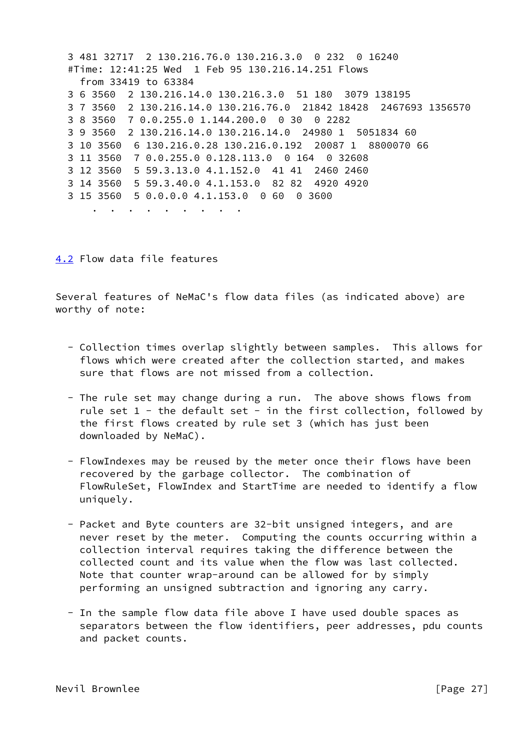```
3 481 32717  2 130.216.76.0 130.216.3.0  0 232  0 16240
#Time: 12:41:25 Wed  1 Feb 95 130.216.14.251 Flows
  from 33419 to 63384
3 6 3560  2 130.216.14.0 130.216.3.0  51 180  3079 138195
3 7 3560  2 130.216.14.0 130.216.76.0  21842 18428  2467693 1356570
3 8 3560  7 0.0.255.0 1.144.200.0  0 30  0 2282
3 9 3560  2 130.216.14.0 130.216.14.0  24980 1  5051834 60
3 10 3560  6 130.216.0.28 130.216.0.192  20087 1  8800070 66
3 11 3560  7 0.0.255.0 0.128.113.0  0 164  0 32608
3 12 3560  5 59.3.13.0 4.1.152.0  41 41  2460 2460
3 14 3560  5 59.3.40.0 4.1.153.0  82 82  4920 4920
3 15 3560  5 0.0.0.0 4.1.153.0  0 60  0 3600
    .  .  .  .  .  .  .  .  .
```

## 4.2 Flow data file features

Several features of NeMaC's flow data files (as indicated above) are worthy of note:

- Collection times overlap slightly between samples. This allows for flows which were created after the collection started, and makes sure that flows are not missed from a collection.

- The rule set may change during a run. The above shows flows from rule set 1 - the default set - in the first collection, followed by the first flows created by rule set 3 (which has just been downloaded by NeMaC).

- FlowIndexes may be reused by the meter once their flows have been recovered by the garbage collector. The combination of FlowRuleSet, FlowIndex and StartTime are needed to identify a flow uniquely.

- Packet and Byte counters are 32-bit unsigned integers, and are never reset by the meter. Computing the counts occurring within a collection interval requires taking the difference between the collected count and its value when the flow was last collected. Note that counter wrap-around can be allowed for by simply performing an unsigned subtraction and ignoring any carry.

- In the sample flow data file above I have used double spaces as separators between the flow identifiers, peer addresses, pdu counts and packet counts.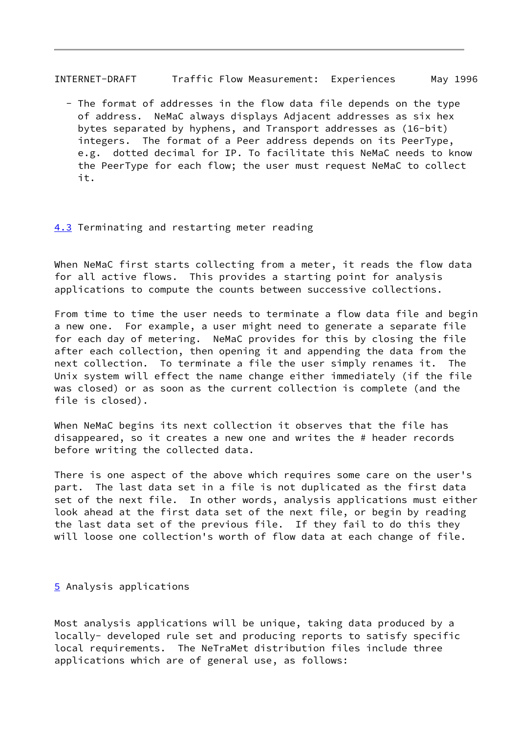- The format of addresses in the flow data file depends on the type of address. NeMaC always displays Adjacent addresses as six hex bytes separated by hyphens, and Transport addresses as (16-bit) integers. The format of a Peer address depends on its PeerType, e.g. dotted decimal for IP. To facilitate this NeMaC needs to know the PeerType for each flow; the user must request NeMaC to collect it.

### 4.3 Terminating and restarting meter reading

When NeMaC first starts collecting from a meter, it reads the flow data for all active flows. This provides a starting point for analysis applications to compute the counts between successive collections.

From time to time the user needs to terminate a flow data file and begin a new one. For example, a user might need to generate a separate file for each day of metering. NeMaC provides for this by closing the file after each collection, then opening it and appending the data from the next collection. To terminate a file the user simply renames it. The Unix system will effect the name change either immediately (if the file was closed) or as soon as the current collection is complete (and the file is closed).

When NeMaC begins its next collection it observes that the file has disappeared, so it creates a new one and writes the # header records before writing the collected data.

There is one aspect of the above which requires some care on the user's part. The last data set in a file is not duplicated as the first data set of the next file. In other words, analysis applications must either look ahead at the first data set of the next file, or begin by reading the last data set of the previous file. If they fail to do this they will loose one collection's worth of flow data at each change of file.

## 5 Analysis applications

Most analysis applications will be unique, taking data produced by a locally- developed rule set and producing reports to satisfy specific local requirements. The NeTraMet distribution files include three applications which are of general use, as follows: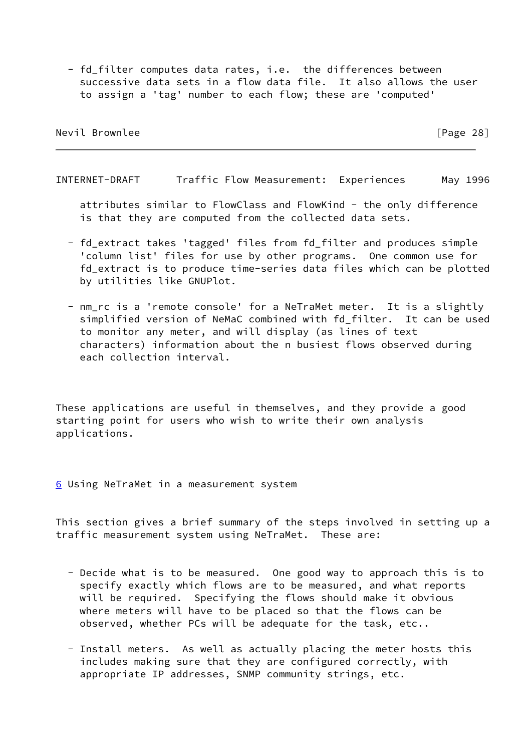- fd_filter computes data rates, i.e. the differences between successive data sets in a flow data file. It also allows the user to assign a 'tag' number to each flow; these are 'computed' attributes similar to FlowClass and FlowKind - the only difference is that they are computed from the collected data sets.

- fd_extract takes 'tagged' files from fd_filter and produces simple 'column list' files for use by other programs. One common use for fd_extract is to produce time-series data files which can be plotted by utilities like GNUPlot.

- nm_rc is a 'remote console' for a NeTraMet meter. It is a slightly simplified version of NeMaC combined with fd_filter. It can be used to monitor any meter, and will display (as lines of text characters) information about the n busiest flows observed during each collection interval.

These applications are useful in themselves, and they provide a good starting point for users who wish to write their own analysis applications.

## 6 Using NeTraMet in a measurement system

This section gives a brief summary of the steps involved in setting up a traffic measurement system using NeTraMet. These are:

- Decide what is to be measured. One good way to approach this is to specify exactly which flows are to be measured, and what reports will be required. Specifying the flows should make it obvious where meters will have to be placed so that the flows can be observed, whether PCs will be adequate for the task, etc..

- Install meters. As well as actually placing the meter hosts this includes making sure that they are configured correctly, with appropriate IP addresses, SNMP community strings, etc.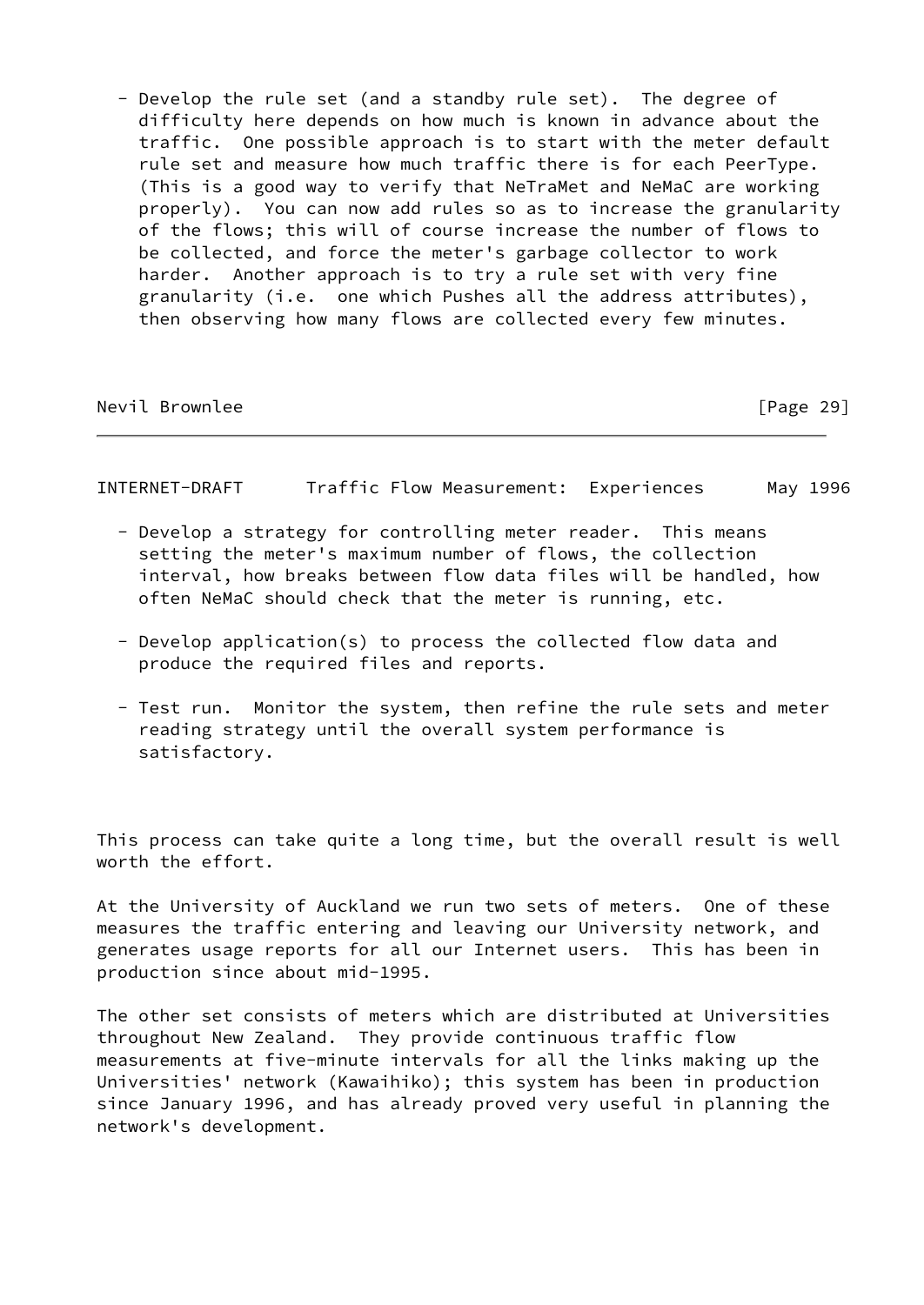- Develop the rule set (and a standby rule set). The degree of difficulty here depends on how much is known in advance about the traffic. One possible approach is to start with the meter default rule set and measure how much traffic there is for each PeerType. (This is a good way to verify that NeTraMet and NeMaC are working properly). You can now add rules so as to increase the granularity of the flows; this will of course increase the number of flows to be collected, and force the meter's garbage collector to work harder. Another approach is to try a rule set with very fine granularity (i.e. one which Pushes all the address attributes), then observing how many flows are collected every few minutes.

- Develop a strategy for controlling meter reader. This means setting the meter's maximum number of flows, the collection interval, how breaks between flow data files will be handled, how often NeMaC should check that the meter is running, etc.

- Develop application(s) to process the collected flow data and produce the required files and reports.

- Test run. Monitor the system, then refine the rule sets and meter reading strategy until the overall system performance is satisfactory.

This process can take quite a long time, but the overall result is well worth the effort.

At the University of Auckland we run two sets of meters. One of these measures the traffic entering and leaving our University network, and generates usage reports for all our Internet users. This has been in production since about mid-1995.

The other set consists of meters which are distributed at Universities throughout New Zealand. They provide continuous traffic flow measurements at five-minute intervals for all the links making up the Universities' network (Kawaihiko); this system has been in production since January 1996, and has already proved very useful in planning the network's development.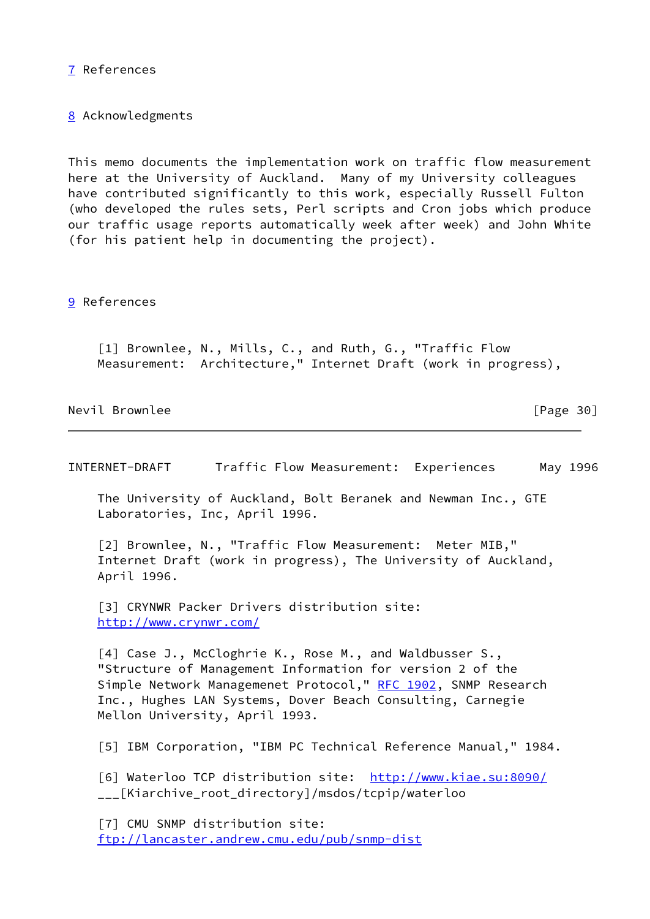## 7 References

## 8 Acknowledgments

This memo documents the implementation work on traffic flow measurement here at the University of Auckland. Many of my University colleagues have contributed significantly to this work, especially Russell Fulton (who developed the rules sets, Perl scripts and Cron jobs which produce our traffic usage reports automatically week after week) and John White (for his patient help in documenting the project).

## 9 References

[1] Brownlee, N., Mills, C., and Ruth, G., "Traffic Flow Measurement: Architecture," Internet Draft (work in progress), The University of Auckland, Bolt Beranek and Newman Inc., GTE Laboratories, Inc, April 1996.

[2] Brownlee, N., "Traffic Flow Measurement: Meter MIB," Internet Draft (work in progress), The University of Auckland, April 1996.

[3] CRYNWR Packer Drivers distribution site: http://www.crynwr.com/

[4] Case J., McCloghrie K., Rose M., and Waldbusser S., "Structure of Management Information for version 2 of the Simple Network Managemenet Protocol," RFC 1902, SNMP Research Inc., Hughes LAN Systems, Dover Beach Consulting, Carnegie Mellon University, April 1993.

[5] IBM Corporation, "IBM PC Technical Reference Manual," 1984.

[6] Waterloo TCP distribution site: http://www.kiae.su:8090/ ___[Kiarchive_root_directory]/msdos/tcpip/waterloo

[7] CMU SNMP distribution site: ftp://lancaster.andrew.cmu.edu/pub/snmp-dist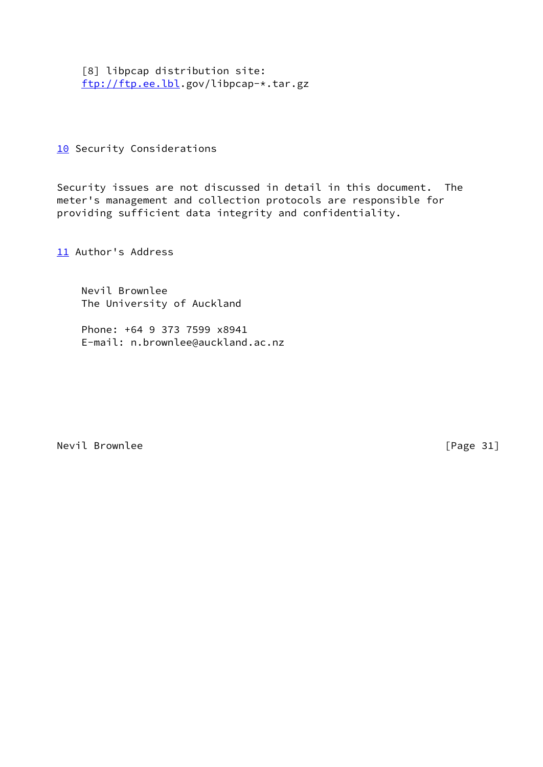[8] libpcap distribution site:
ftp://ftp.ee.lbl.gov/libpcap-*.tar.gz

## 10 Security Considerations

Security issues are not discussed in detail in this document. The meter's management and collection protocols are responsible for providing sufficient data integrity and confidentiality.

## 11 Author's Address

Nevil Brownlee
The University of Auckland

Phone: +64 9 373 7599 x8941
E-mail: n.brownlee@auckland.ac.nz